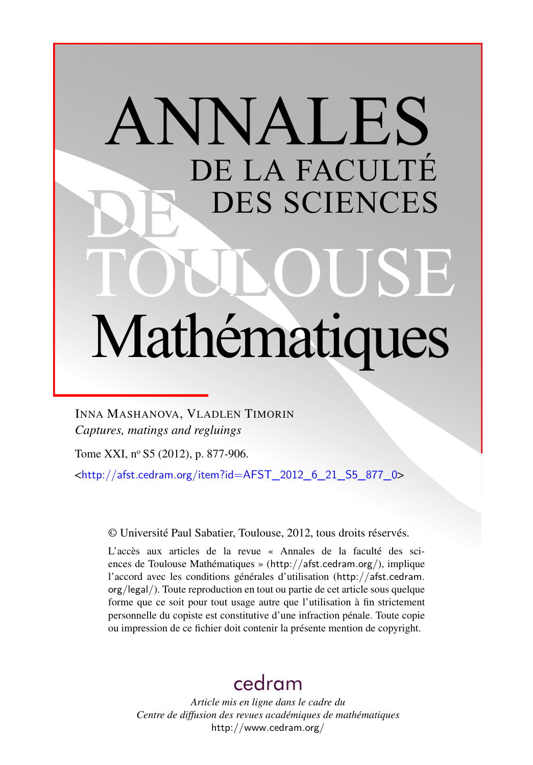# ANNALES DE LA FACULTÉ DES SCIENCES DE TOULOUSE Mathématiques

Inna Mashanova, Vladlen Timorin

*Captures, matings and reglugings*

Tome XXI, n$^{o}$ S5 (2012), p. 877-906.

<http://afst.cedram.org/item?id=AFST_2012_6_21_S5_877_0>

© Université Paul Sabatier, Toulouse, 2012, tous droits réservés.

L'accès aux articles de la revue « Annales de la faculté des sciences de Toulouse Mathématiques » (http://afst.cedram.org/), implique l'accord avec les conditions générales d'utilisation (http://afst.cedram.org/legal/). Toute reproduction en tout ou partie de cet article sous quelque forme que ce soit pour tout usage autre que l'utilisation à fin strictement personnelle du copiste est constitutive d'une infraction pénale. Toute copie ou impression de ce fichier doit contenir la présente mention de copyright.

cedram

*Article mis en ligne dans le cadre du Centre de diffusion des revues académiques de mathématiques*
http://www.cedram.org/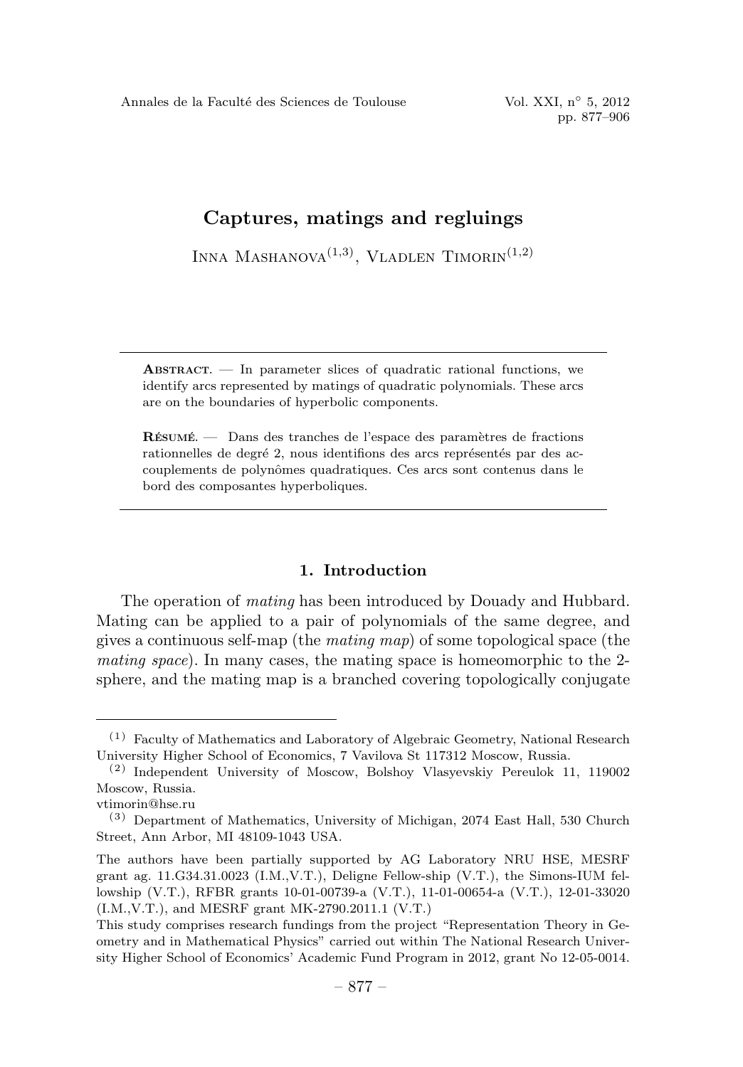# Captures, matings and regluings

Inna Mashanova[1,3], Vladlen Timorin[1,2]

---

**Abstract.** — In parameter slices of quadratic rational functions, we identify arcs represented by matings of quadratic polynomials. These arcs are on the boundaries of hyperbolic components.

**Résumé.** — Dans des tranches de l'espace des paramètres de fractions rationnelles de degré 2, nous identifions des arcs représentés par des accouplements de polynômes quadratiques. Ces arcs sont contenus dans le bord des composantes hyperboliques.

---

## 1. Introduction

The operation of *mating* has been introduced by Douady and Hubbard. Mating can be applied to a pair of polynomials of the same degree, and gives a continuous self-map (the *mating map*) of some topological space (the *mating space*). In many cases, the mating space is homeomorphic to the 2-sphere, and the mating map is a branched covering topologically conjugate

---

[1] Faculty of Mathematics and Laboratory of Algebraic Geometry, National Research University Higher School of Economics, 7 Vavilova St 117312 Moscow, Russia.

[2] Independent University of Moscow, Bolshoy Vlasyevskiy Pereulok 11, 119002 Moscow, Russia.
vtimorin@hse.ru

[3] Department of Mathematics, University of Michigan, 2074 East Hall, 530 Church Street, Ann Arbor, MI 48109-1043 USA.

The authors have been partially supported by AG Laboratory NRU HSE, MESRF grant ag. 11.G34.31.0023 (I.M.,V.T.), Deligne Fellow-ship (V.T.), the Simons-IUM fellowship (V.T.), RFBR grants 10-01-00739-a (V.T.), 11-01-00654-a (V.T.), 12-01-33020 (I.M.,V.T.), and MESRF grant MK-2790.2011.1 (V.T.)

This study comprises research fundings from the project "Representation Theory in Geometry and in Mathematical Physics" carried out within The National Research University Higher School of Economics' Academic Fund Program in 2012, grant No 12-05-0014.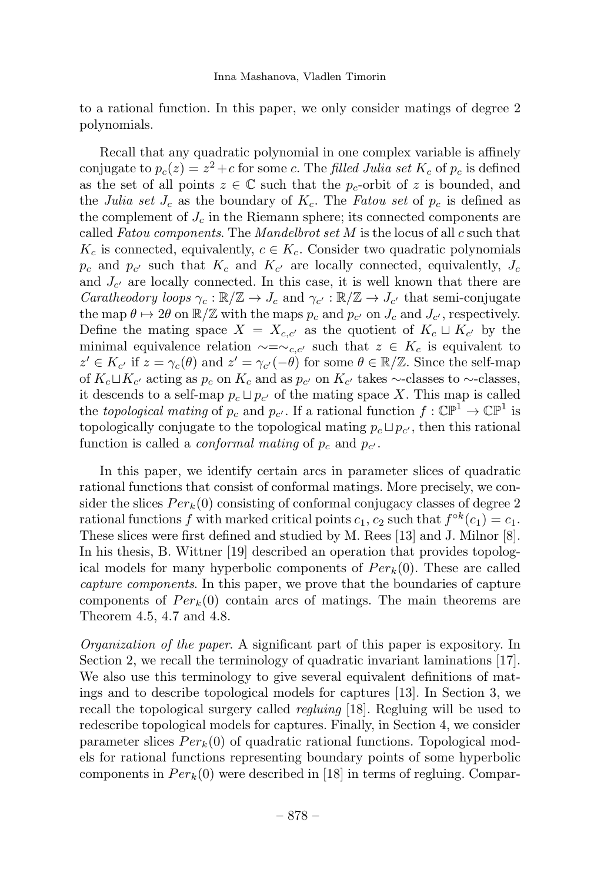to a rational function. In this paper, we only consider matings of degree 2 polynomials.

Recall that any quadratic polynomial in one complex variable is affinely conjugate to $p_c(z) = z^2 + c$ for some $c$. The *filled Julia set* $K_c$ of $p_c$ is defined as the set of all points $z \in \mathbb{C}$ such that the $p_c$-orbit of $z$ is bounded, and the *Julia set* $J_c$ as the boundary of $K_c$. The *Fatou set* of $p_c$ is defined as the complement of $J_c$ in the Riemann sphere; its connected components are called *Fatou components*. The *Mandelbrot set* $M$ is the locus of all $c$ such that $K_c$ is connected, equivalently, $c \in K_c$. Consider two quadratic polynomials $p_c$ and $p_{c'}$ such that $K_c$ and $K_{c'}$ are locally connected, equivalently, $J_c$ and $J_{c'}$ are locally connected. In this case, it is well known that there are *Caratheodory loops* $\gamma_c : \mathbb{R}/\mathbb{Z} \to J_c$ and $\gamma_{c'} : \mathbb{R}/\mathbb{Z} \to J_{c'}$ that semi-conjugate the map $\theta \mapsto 2\theta$ on $\mathbb{R}/\mathbb{Z}$ with the maps $p_c$ and $p_{c'}$ on $J_c$ and $J_{c'}$, respectively. Define the mating space $X = X_{c,c'}$ as the quotient of $K_c \sqcup K_{c'}$ by the minimal equivalence relation $\sim = \sim_{c,c'}$ such that $z \in K_c$ is equivalent to $z' \in K_{c'}$ if $z = \gamma_c(\theta)$ and $z' = \gamma_{c'}(-\theta)$ for some $\theta \in \mathbb{R}/\mathbb{Z}$. Since the self-map of $K_c \sqcup K_{c'}$ acting as $p_c$ on $K_c$ and as $p_{c'}$ on $K_{c'}$ takes $\sim$-classes to $\sim$-classes, it descends to a self-map $p_c \sqcup p_{c'}$ of the mating space $X$. This map is called the *topological mating* of $p_c$ and $p_{c'}$. If a rational function $f : \mathbb{CP}^1 \to \mathbb{CP}^1$ is topologically conjugate to the topological mating $p_c \sqcup p_{c'}$, then this rational function is called a *conformal mating* of $p_c$ and $p_{c'}$.

In this paper, we identify certain arcs in parameter slices of quadratic rational functions that consist of conformal matings. More precisely, we consider the slices $Per_k(0)$ consisting of conformal conjugacy classes of degree 2 rational functions $f$ with marked critical points $c_1, c_2$ such that $f^{\circ k}(c_1) = c_1$. These slices were first defined and studied by M. Rees [13] and J. Milnor [8]. In his thesis, B. Wittner [19] described an operation that provides topological models for many hyperbolic components of $Per_k(0)$. These are called *capture components*. In this paper, we prove that the boundaries of capture components of $Per_k(0)$ contain arcs of matings. The main theorems are Theorem 4.5, 4.7 and 4.8.

*Organization of the paper.* A significant part of this paper is expository. In Section 2, we recall the terminology of quadratic invariant laminations [17]. We also use this terminology to give several equivalent definitions of matings and to describe topological models for captures [13]. In Section 3, we recall the topological surgery called *regluing* [18]. Regluing will be used to redescribe topological models for captures. Finally, in Section 4, we consider parameter slices $Per_k(0)$ of quadratic rational functions. Topological models for rational functions representing boundary points of some hyperbolic components in $Per_k(0)$ were described in [18] in terms of regluing. Compar-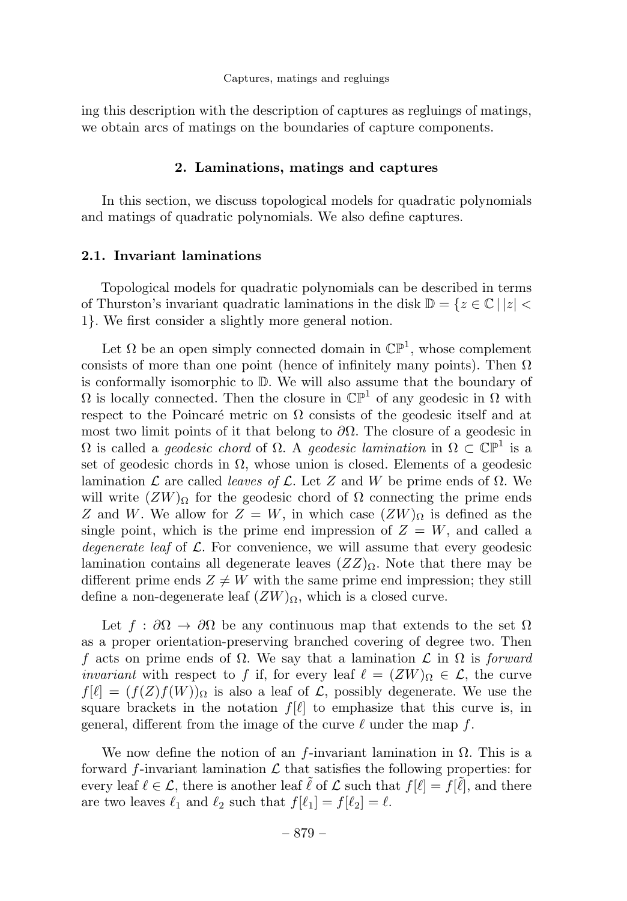ing this description with the description of captures as regluings of matings, we obtain arcs of matings on the boundaries of capture components.

## 2. Laminations, matings and captures

In this section, we discuss topological models for quadratic polynomials and matings of quadratic polynomials. We also define captures.

### 2.1. Invariant laminations

Topological models for quadratic polynomials can be described in terms of Thurston's invariant quadratic laminations in the disk $\mathbb{D} = \{z \in \mathbb{C} \,|\, |z| < 1\}$. We first consider a slightly more general notion.

Let $\Omega$ be an open simply connected domain in $\mathbb{CP}^1$, whose complement consists of more than one point (hence of infinitely many points). Then $\Omega$ is conformally isomorphic to $\mathbb{D}$. We will also assume that the boundary of $\Omega$ is locally connected. Then the closure in $\mathbb{CP}^1$ of any geodesic in $\Omega$ with respect to the Poincaré metric on $\Omega$ consists of the geodesic itself and at most two limit points of it that belong to $\partial\Omega$. The closure of a geodesic in $\Omega$ is called a *geodesic chord* of $\Omega$. A *geodesic lamination* in $\Omega \subset \mathbb{CP}^1$ is a set of geodesic chords in $\Omega$, whose union is closed. Elements of a geodesic lamination $\mathcal{L}$ are called *leaves of* $\mathcal{L}$. Let $Z$ and $W$ be prime ends of $\Omega$. We will write $(ZW)_\Omega$ for the geodesic chord of $\Omega$ connecting the prime ends $Z$ and $W$. We allow for $Z = W$, in which case $(ZW)_\Omega$ is defined as the single point, which is the prime end impression of $Z = W$, and called a *degenerate leaf* of $\mathcal{L}$. For convenience, we will assume that every geodesic lamination contains all degenerate leaves $(ZZ)_\Omega$. Note that there may be different prime ends $Z \neq W$ with the same prime end impression; they still define a non-degenerate leaf $(ZW)_\Omega$, which is a closed curve.

Let $f : \partial\Omega \to \partial\Omega$ be any continuous map that extends to the set $\Omega$ as a proper orientation-preserving branched covering of degree two. Then $f$ acts on prime ends of $\Omega$. We say that a lamination $\mathcal{L}$ in $\Omega$ is *forward invariant* with respect to $f$ if, for every leaf $\ell = (ZW)_\Omega \in \mathcal{L}$, the curve $f[\ell] = (f(Z)f(W))_\Omega$ is also a leaf of $\mathcal{L}$, possibly degenerate. We use the square brackets in the notation $f[\ell]$ to emphasize that this curve is, in general, different from the image of the curve $\ell$ under the map $f$.

We now define the notion of an $f$-invariant lamination in $\Omega$. This is a forward $f$-invariant lamination $\mathcal{L}$ that satisfies the following properties: for every leaf $\ell \in \mathcal{L}$, there is another leaf $\tilde{\ell}$ of $\mathcal{L}$ such that $f[\ell] = f[\tilde{\ell}]$, and there are two leaves $\ell_1$ and $\ell_2$ such that $f[\ell_1] = f[\ell_2] = \ell$.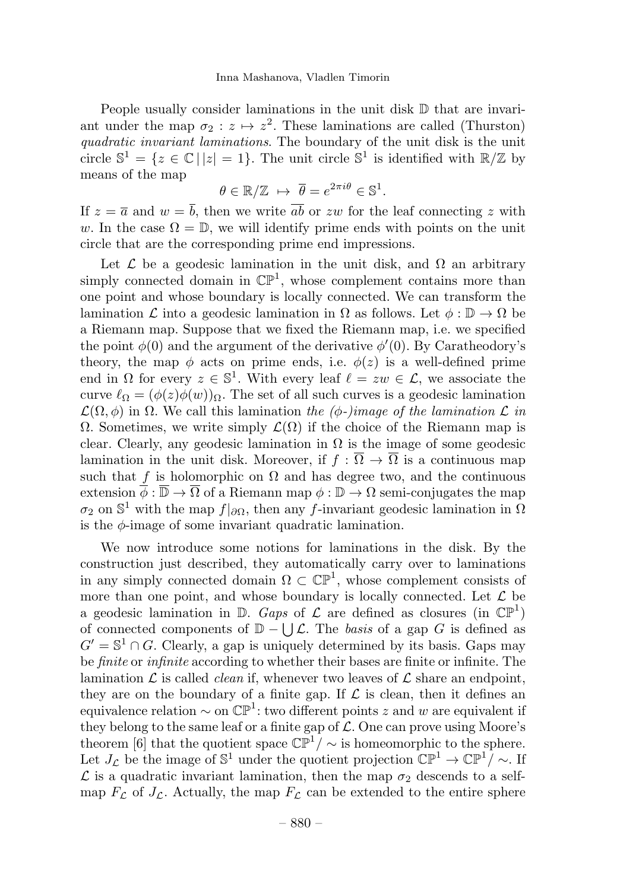People usually consider laminations in the unit disk $\mathbb{D}$ that are invariant under the map $\sigma_2 : z \mapsto z^2$. These laminations are called (Thurston) *quadratic invariant laminations*. The boundary of the unit disk is the unit circle $\mathbb{S}^1 = \{z \in \mathbb{C} \,|\, |z| = 1\}$. The unit circle $\mathbb{S}^1$ is identified with $\mathbb{R}/\mathbb{Z}$ by means of the map

$$\theta \in \mathbb{R}/\mathbb{Z} \;\mapsto\; \overline{\theta} = e^{2\pi i \theta} \in \mathbb{S}^1.$$

If $z = \overline{a}$ and $w = \overline{b}$, then we write $\overline{ab}$ or $zw$ for the leaf connecting $z$ with $w$. In the case $\Omega = \mathbb{D}$, we will identify prime ends with points on the unit circle that are the corresponding prime end impressions.

Let $\mathcal{L}$ be a geodesic lamination in the unit disk, and $\Omega$ an arbitrary simply connected domain in $\mathbb{CP}^1$, whose complement contains more than one point and whose boundary is locally connected. We can transform the lamination $\mathcal{L}$ into a geodesic lamination in $\Omega$ as follows. Let $\phi : \mathbb{D} \to \Omega$ be a Riemann map. Suppose that we fixed the Riemann map, i.e. we specified the point $\phi(0)$ and the argument of the derivative $\phi'(0)$. By Caratheodory's theory, the map $\phi$ acts on prime ends, i.e. $\phi(z)$ is a well-defined prime end in $\Omega$ for every $z \in \mathbb{S}^1$. With every leaf $\ell = zw \in \mathcal{L}$, we associate the curve $\ell_\Omega = (\phi(z)\phi(w))_\Omega$. The set of all such curves is a geodesic lamination $\mathcal{L}(\Omega, \phi)$ in $\Omega$. We call this lamination *the ($\phi$-)image of the lamination $\mathcal{L}$ in* $\Omega$. Sometimes, we write simply $\mathcal{L}(\Omega)$ if the choice of the Riemann map is clear. Clearly, any geodesic lamination in $\Omega$ is the image of some geodesic lamination in the unit disk. Moreover, if $f : \overline{\Omega} \to \overline{\Omega}$ is a continuous map such that $f$ is holomorphic on $\Omega$ and has degree two, and the continuous extension $\overline{\phi} : \overline{\mathbb{D}} \to \overline{\Omega}$ of a Riemann map $\phi : \mathbb{D} \to \Omega$ semi-conjugates the map $\sigma_2$ on $\mathbb{S}^1$ with the map $f|_{\partial\Omega}$, then any $f$-invariant geodesic lamination in $\Omega$ is the $\phi$-image of some invariant quadratic lamination.

We now introduce some notions for laminations in the disk. By the construction just described, they automatically carry over to laminations in any simply connected domain $\Omega \subset \mathbb{CP}^1$, whose complement consists of more than one point, and whose boundary is locally connected. Let $\mathcal{L}$ be a geodesic lamination in $\mathbb{D}$. *Gaps* of $\mathcal{L}$ are defined as closures (in $\mathbb{CP}^1$) of connected components of $\mathbb{D} - \bigcup \mathcal{L}$. The *basis* of a gap $G$ is defined as $G' = \mathbb{S}^1 \cap G$. Clearly, a gap is uniquely determined by its basis. Gaps may be *finite* or *infinite* according to whether their bases are finite or infinite. The lamination $\mathcal{L}$ is called *clean* if, whenever two leaves of $\mathcal{L}$ share an endpoint, they are on the boundary of a finite gap. If $\mathcal{L}$ is clean, then it defines an equivalence relation $\sim$ on $\mathbb{CP}^1$: two different points $z$ and $w$ are equivalent if they belong to the same leaf or a finite gap of $\mathcal{L}$. One can prove using Moore's theorem [6] that the quotient space $\mathbb{CP}^1/\sim$ is homeomorphic to the sphere. Let $J_\mathcal{L}$ be the image of $\mathbb{S}^1$ under the quotient projection $\mathbb{CP}^1 \to \mathbb{CP}^1/\sim$. If $\mathcal{L}$ is a quadratic invariant lamination, then the map $\sigma_2$ descends to a self-map $F_\mathcal{L}$ of $J_\mathcal{L}$. Actually, the map $F_\mathcal{L}$ can be extended to the entire sphere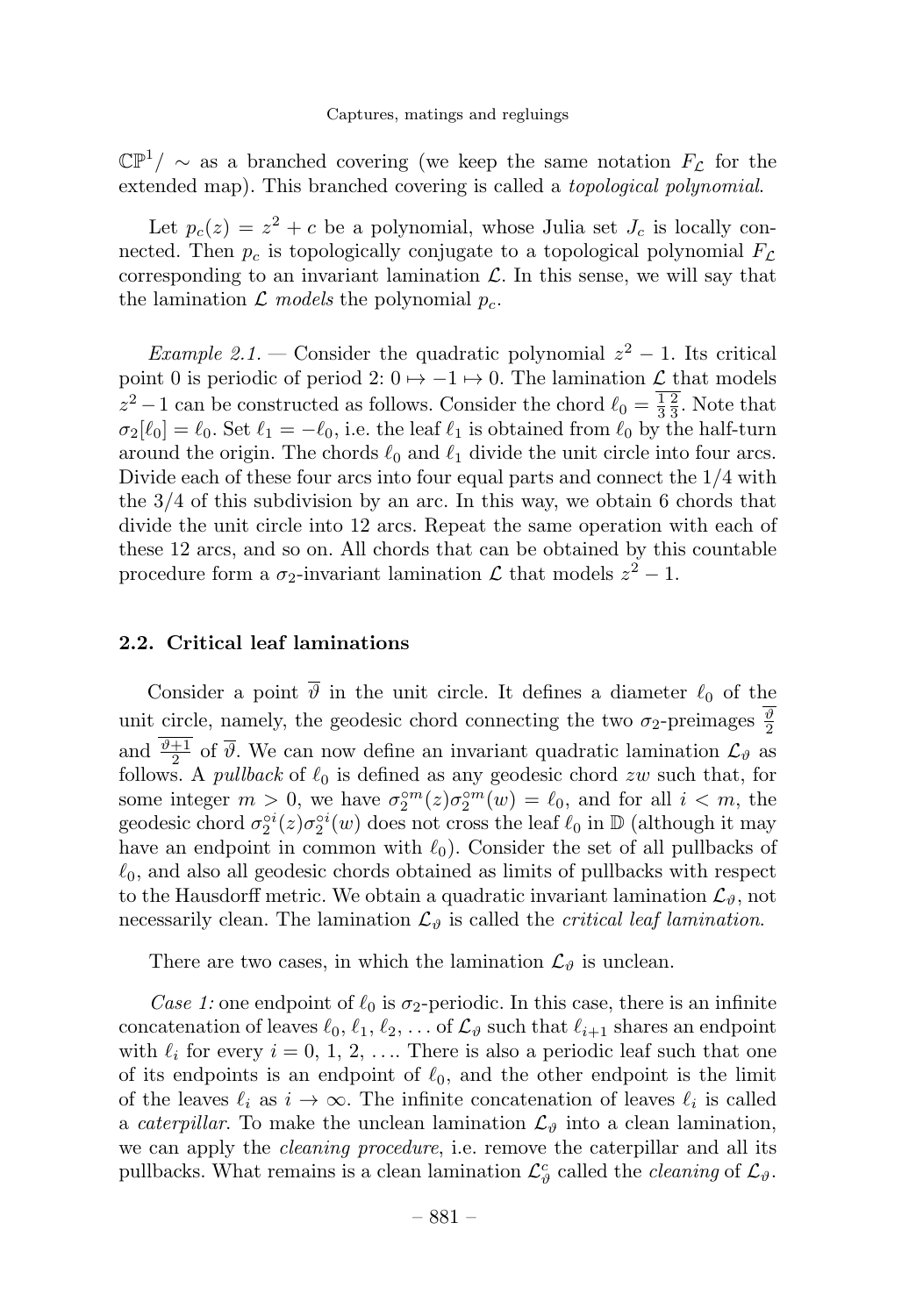$\mathbb{CP}^1/\sim$ as a branched covering (we keep the same notation $F_{\mathcal{L}}$ for the extended map). This branched covering is called a *topological polynomial*.

Let $p_c(z) = z^2 + c$ be a polynomial, whose Julia set $J_c$ is locally connected. Then $p_c$ is topologically conjugate to a topological polynomial $F_{\mathcal{L}}$ corresponding to an invariant lamination $\mathcal{L}$. In this sense, we will say that the lamination $\mathcal{L}$ *models* the polynomial $p_c$.

*Example 2.1.* — Consider the quadratic polynomial $z^2 - 1$. Its critical point 0 is periodic of period 2: $0 \mapsto -1 \mapsto 0$. The lamination $\mathcal{L}$ that models $z^2 - 1$ can be constructed as follows. Consider the chord $\ell_0 = \overline{\frac{1}{3}}\,\overline{\frac{2}{3}}$. Note that $\sigma_2[\ell_0] = \ell_0$. Set $\ell_1 = -\ell_0$, i.e. the leaf $\ell_1$ is obtained from $\ell_0$ by the half-turn around the origin. The chords $\ell_0$ and $\ell_1$ divide the unit circle into four arcs. Divide each of these four arcs into four equal parts and connect the 1/4 with the 3/4 of this subdivision by an arc. In this way, we obtain 6 chords that divide the unit circle into 12 arcs. Repeat the same operation with each of these 12 arcs, and so on. All chords that can be obtained by this countable procedure form a $\sigma_2$-invariant lamination $\mathcal{L}$ that models $z^2 - 1$.

## 2.2. Critical leaf laminations

Consider a point $\overline{\vartheta}$ in the unit circle. It defines a diameter $\ell_0$ of the unit circle, namely, the geodesic chord connecting the two $\sigma_2$-preimages $\overline{\frac{\vartheta}{2}}$ and $\overline{\frac{\vartheta+1}{2}}$ of $\overline{\vartheta}$. We can now define an invariant quadratic lamination $\mathcal{L}_\vartheta$ as follows. A *pullback* of $\ell_0$ is defined as any geodesic chord $zw$ such that, for some integer $m > 0$, we have $\sigma_2^{\circ m}(z)\sigma_2^{\circ m}(w) = \ell_0$, and for all $i < m$, the geodesic chord $\sigma_2^{\circ i}(z)\sigma_2^{\circ i}(w)$ does not cross the leaf $\ell_0$ in $\mathbb{D}$ (although it may have an endpoint in common with $\ell_0$). Consider the set of all pullbacks of $\ell_0$, and also all geodesic chords obtained as limits of pullbacks with respect to the Hausdorff metric. We obtain a quadratic invariant lamination $\mathcal{L}_\vartheta$, not necessarily clean. The lamination $\mathcal{L}_\vartheta$ is called the *critical leaf lamination*.

There are two cases, in which the lamination $\mathcal{L}_\vartheta$ is unclean.

*Case 1:* one endpoint of $\ell_0$ is $\sigma_2$-periodic. In this case, there is an infinite concatenation of leaves $\ell_0, \ell_1, \ell_2, \ldots$ of $\mathcal{L}_\vartheta$ such that $\ell_{i+1}$ shares an endpoint with $\ell_i$ for every $i = 0, 1, 2, \ldots$. There is also a periodic leaf such that one of its endpoints is an endpoint of $\ell_0$, and the other endpoint is the limit of the leaves $\ell_i$ as $i \to \infty$. The infinite concatenation of leaves $\ell_i$ is called a *caterpillar*. To make the unclean lamination $\mathcal{L}_\vartheta$ into a clean lamination, we can apply the *cleaning procedure*, i.e. remove the caterpillar and all its pullbacks. What remains is a clean lamination $\mathcal{L}^c_\vartheta$ called the *cleaning* of $\mathcal{L}_\vartheta$.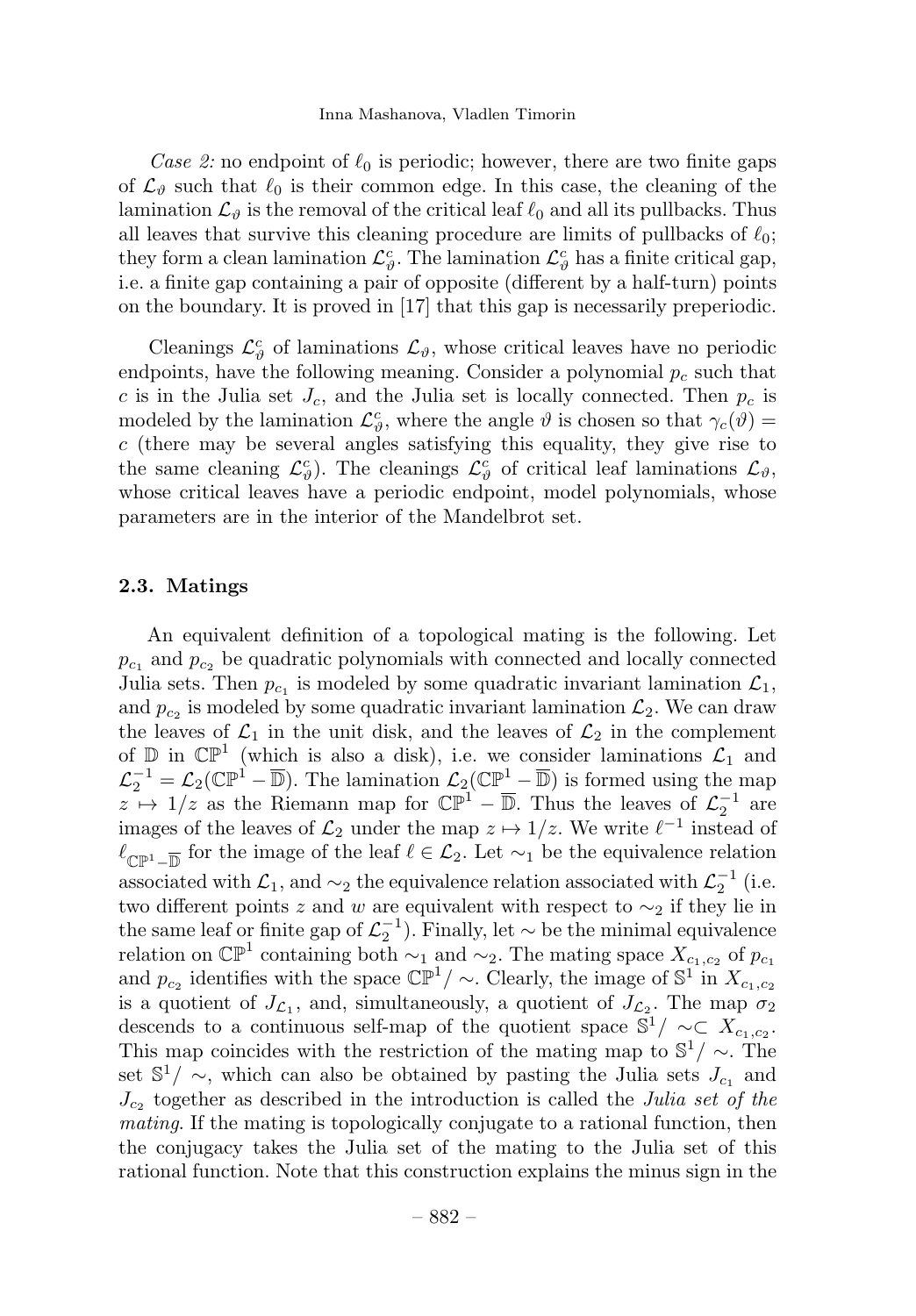*Case 2:* no endpoint of $\ell_0$ is periodic; however, there are two finite gaps of $\mathcal{L}_\vartheta$ such that $\ell_0$ is their common edge. In this case, the cleaning of the lamination $\mathcal{L}_\vartheta$ is the removal of the critical leaf $\ell_0$ and all its pullbacks. Thus all leaves that survive this cleaning procedure are limits of pullbacks of $\ell_0$; they form a clean lamination $\mathcal{L}^c_\vartheta$. The lamination $\mathcal{L}^c_\vartheta$ has a finite critical gap, i.e. a finite gap containing a pair of opposite (different by a half-turn) points on the boundary. It is proved in [17] that this gap is necessarily preperiodic.

Cleanings $\mathcal{L}^c_\vartheta$ of laminations $\mathcal{L}_\vartheta$, whose critical leaves have no periodic endpoints, have the following meaning. Consider a polynomial $p_c$ such that $c$ is in the Julia set $J_c$, and the Julia set is locally connected. Then $p_c$ is modeled by the lamination $\mathcal{L}^c_\vartheta$, where the angle $\vartheta$ is chosen so that $\gamma_c(\vartheta) = c$ (there may be several angles satisfying this equality, they give rise to the same cleaning $\mathcal{L}^c_\vartheta$). The cleanings $\mathcal{L}^c_\vartheta$ of critical leaf laminations $\mathcal{L}_\vartheta$, whose critical leaves have a periodic endpoint, model polynomials, whose parameters are in the interior of the Mandelbrot set.

### 2.3. Matings

An equivalent definition of a topological mating is the following. Let $p_{c_1}$ and $p_{c_2}$ be quadratic polynomials with connected and locally connected Julia sets. Then $p_{c_1}$ is modeled by some quadratic invariant lamination $\mathcal{L}_1$, and $p_{c_2}$ is modeled by some quadratic invariant lamination $\mathcal{L}_2$. We can draw the leaves of $\mathcal{L}_1$ in the unit disk, and the leaves of $\mathcal{L}_2$ in the complement of $\mathbb{D}$ in $\mathbb{CP}^1$ (which is also a disk), i.e. we consider laminations $\mathcal{L}_1$ and $\mathcal{L}_2^{-1} = \mathcal{L}_2(\mathbb{CP}^1 - \overline{\mathbb{D}})$. The lamination $\mathcal{L}_2(\mathbb{CP}^1 - \overline{\mathbb{D}})$ is formed using the map $z \mapsto 1/z$ as the Riemann map for $\mathbb{CP}^1 - \overline{\mathbb{D}}$. Thus the leaves of $\mathcal{L}_2^{-1}$ are images of the leaves of $\mathcal{L}_2$ under the map $z \mapsto 1/z$. We write $\ell^{-1}$ instead of $\ell_{\mathbb{CP}^1 - \overline{\mathbb{D}}}$ for the image of the leaf $\ell \in \mathcal{L}_2$. Let $\sim_1$ be the equivalence relation associated with $\mathcal{L}_1$, and $\sim_2$ the equivalence relation associated with $\mathcal{L}_2^{-1}$ (i.e. two different points $z$ and $w$ are equivalent with respect to $\sim_2$ if they lie in the same leaf or finite gap of $\mathcal{L}_2^{-1}$). Finally, let $\sim$ be the minimal equivalence relation on $\mathbb{CP}^1$ containing both $\sim_1$ and $\sim_2$. The mating space $X_{c_1,c_2}$ of $p_{c_1}$ and $p_{c_2}$ identifies with the space $\mathbb{CP}^1/\sim$. Clearly, the image of $\mathbb{S}^1$ in $X_{c_1,c_2}$ is a quotient of $J_{\mathcal{L}_1}$, and, simultaneously, a quotient of $J_{\mathcal{L}_2}$. The map $\sigma_2$ descends to a continuous self-map of the quotient space $\mathbb{S}^1/\sim \subset X_{c_1,c_2}$. This map coincides with the restriction of the mating map to $\mathbb{S}^1/\sim$. The set $\mathbb{S}^1/\sim$, which can also be obtained by pasting the Julia sets $J_{c_1}$ and $J_{c_2}$ together as described in the introduction is called the *Julia set of the mating*. If the mating is topologically conjugate to a rational function, then the conjugacy takes the Julia set of the mating to the Julia set of this rational function. Note that this construction explains the minus sign in the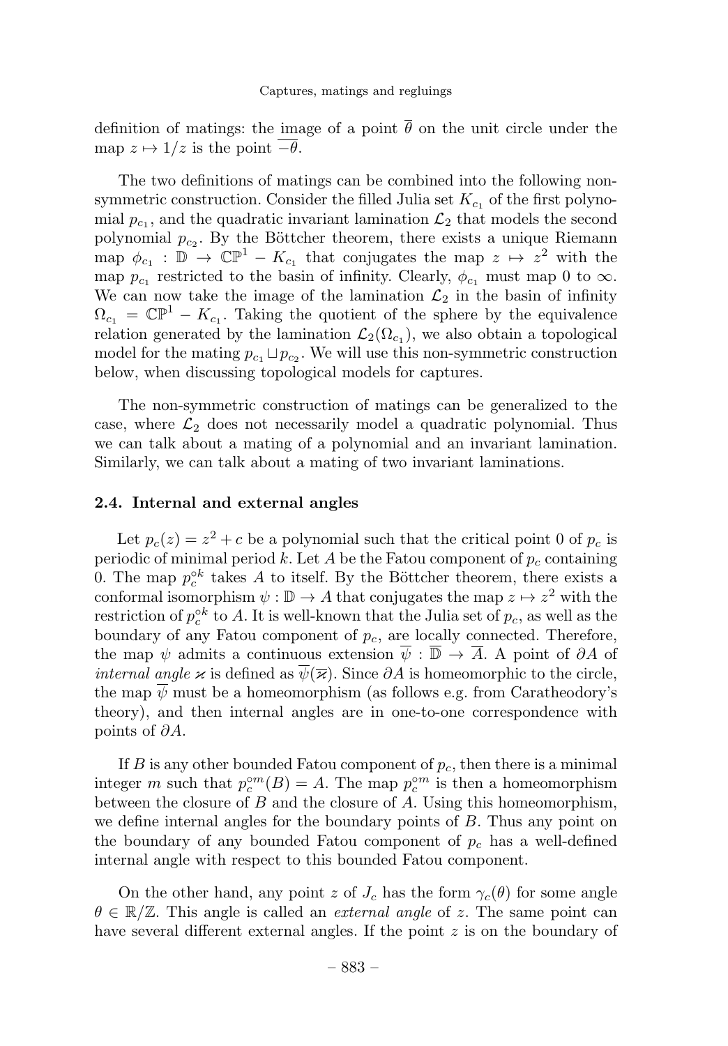definition of matings: the image of a point $\overline{\theta}$ on the unit circle under the map $z \mapsto 1/z$ is the point $\overline{-\theta}$.

The two definitions of matings can be combined into the following non-symmetric construction. Consider the filled Julia set $K_{c_1}$ of the first polynomial $p_{c_1}$, and the quadratic invariant lamination $\mathcal{L}_2$ that models the second polynomial $p_{c_2}$. By the Böttcher theorem, there exists a unique Riemann map $\phi_{c_1} : \mathbb{D} \to \mathbb{CP}^1 - K_{c_1}$ that conjugates the map $z \mapsto z^2$ with the map $p_{c_1}$ restricted to the basin of infinity. Clearly, $\phi_{c_1}$ must map 0 to $\infty$. We can now take the image of the lamination $\mathcal{L}_2$ in the basin of infinity $\Omega_{c_1} = \mathbb{CP}^1 - K_{c_1}$. Taking the quotient of the sphere by the equivalence relation generated by the lamination $\mathcal{L}_2(\Omega_{c_1})$, we also obtain a topological model for the mating $p_{c_1} \sqcup p_{c_2}$. We will use this non-symmetric construction below, when discussing topological models for captures.

The non-symmetric construction of matings can be generalized to the case, where $\mathcal{L}_2$ does not necessarily model a quadratic polynomial. Thus we can talk about a mating of a polynomial and an invariant lamination. Similarly, we can talk about a mating of two invariant laminations.

### 2.4. Internal and external angles

Let $p_c(z) = z^2 + c$ be a polynomial such that the critical point 0 of $p_c$ is periodic of minimal period $k$. Let $A$ be the Fatou component of $p_c$ containing 0. The map $p_c^{\circ k}$ takes $A$ to itself. By the Böttcher theorem, there exists a conformal isomorphism $\psi : \mathbb{D} \to A$ that conjugates the map $z \mapsto z^2$ with the restriction of $p_c^{\circ k}$ to $A$. It is well-known that the Julia set of $p_c$, as well as the boundary of any Fatou component of $p_c$, are locally connected. Therefore, the map $\psi$ admits a continuous extension $\overline{\psi} : \overline{\mathbb{D}} \to \overline{A}$. A point of $\partial A$ of *internal angle* $\varkappa$ is defined as $\overline{\psi}(\overline{\varkappa})$. Since $\partial A$ is homeomorphic to the circle, the map $\overline{\psi}$ must be a homeomorphism (as follows e.g. from Caratheodory's theory), and then internal angles are in one-to-one correspondence with points of $\partial A$.

If $B$ is any other bounded Fatou component of $p_c$, then there is a minimal integer $m$ such that $p_c^{\circ m}(B) = A$. The map $p_c^{\circ m}$ is then a homeomorphism between the closure of $B$ and the closure of $A$. Using this homeomorphism, we define internal angles for the boundary points of $B$. Thus any point on the boundary of any bounded Fatou component of $p_c$ has a well-defined internal angle with respect to this bounded Fatou component.

On the other hand, any point $z$ of $J_c$ has the form $\gamma_c(\theta)$ for some angle $\theta \in \mathbb{R}/\mathbb{Z}$. This angle is called an *external angle* of $z$. The same point can have several different external angles. If the point $z$ is on the boundary of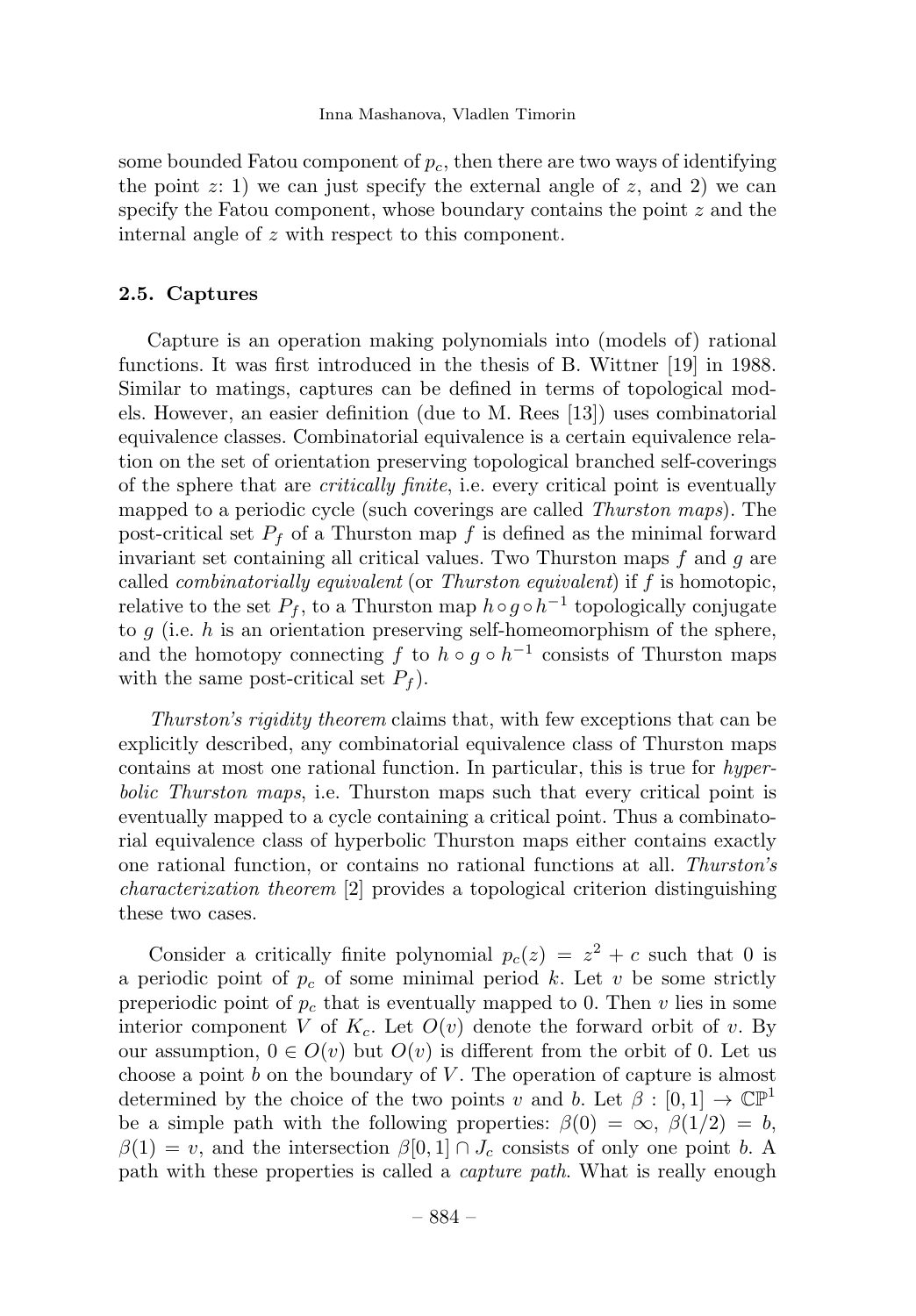some bounded Fatou component of $p_c$, then there are two ways of identifying the point $z$: 1) we can just specify the external angle of $z$, and 2) we can specify the Fatou component, whose boundary contains the point $z$ and the internal angle of $z$ with respect to this component.

### 2.5. Captures

Capture is an operation making polynomials into (models of) rational functions. It was first introduced in the thesis of B. Wittner [19] in 1988. Similar to matings, captures can be defined in terms of topological models. However, an easier definition (due to M. Rees [13]) uses combinatorial equivalence classes. Combinatorial equivalence is a certain equivalence relation on the set of orientation preserving topological branched self-coverings of the sphere that are *critically finite*, i.e. every critical point is eventually mapped to a periodic cycle (such coverings are called *Thurston maps*). The post-critical set $P_f$ of a Thurston map $f$ is defined as the minimal forward invariant set containing all critical values. Two Thurston maps $f$ and $g$ are called *combinatorially equivalent* (or *Thurston equivalent*) if $f$ is homotopic, relative to the set $P_f$, to a Thurston map $h \circ g \circ h^{-1}$ topologically conjugate to $g$ (i.e. $h$ is an orientation preserving self-homeomorphism of the sphere, and the homotopy connecting $f$ to $h \circ g \circ h^{-1}$ consists of Thurston maps with the same post-critical set $P_f$).

*Thurston's rigidity theorem* claims that, with few exceptions that can be explicitly described, any combinatorial equivalence class of Thurston maps contains at most one rational function. In particular, this is true for *hyperbolic Thurston maps*, i.e. Thurston maps such that every critical point is eventually mapped to a cycle containing a critical point. Thus a combinatorial equivalence class of hyperbolic Thurston maps either contains exactly one rational function, or contains no rational functions at all. *Thurston's characterization theorem* [2] provides a topological criterion distinguishing these two cases.

Consider a critically finite polynomial $p_c(z) = z^2 + c$ such that 0 is a periodic point of $p_c$ of some minimal period $k$. Let $v$ be some strictly preperiodic point of $p_c$ that is eventually mapped to 0. Then $v$ lies in some interior component $V$ of $K_c$. Let $O(v)$ denote the forward orbit of $v$. By our assumption, $0 \in O(v)$ but $O(v)$ is different from the orbit of 0. Let us choose a point $b$ on the boundary of $V$. The operation of capture is almost determined by the choice of the two points $v$ and $b$. Let $\beta : [0, 1] \to \mathbb{CP}^1$ be a simple path with the following properties: $\beta(0) = \infty$, $\beta(1/2) = b$, $\beta(1) = v$, and the intersection $\beta[0, 1] \cap J_c$ consists of only one point $b$. A path with these properties is called a *capture path*. What is really enough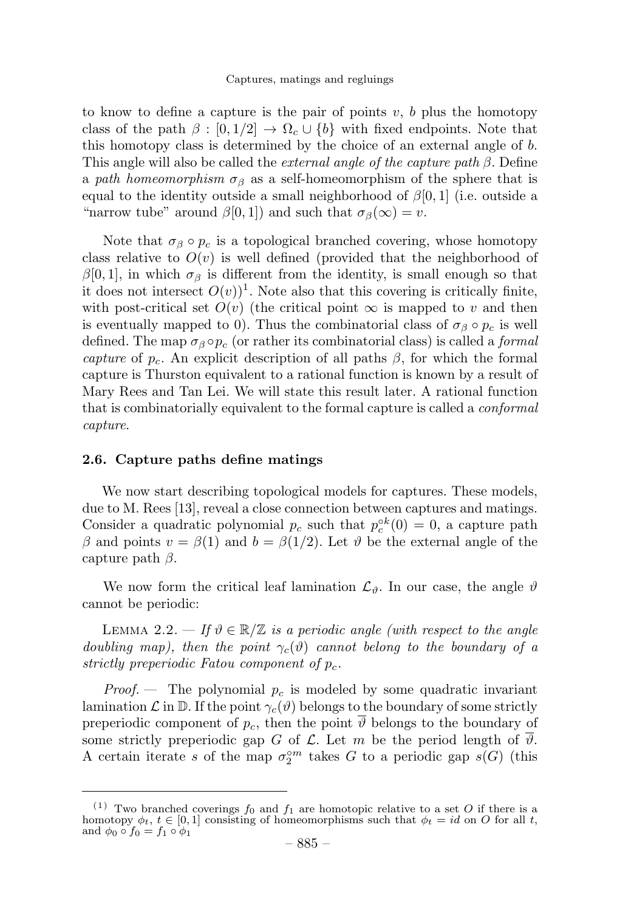to know to define a capture is the pair of points $v$, $b$ plus the homotopy class of the path $\beta : [0, 1/2] \to \Omega_c \cup \{b\}$ with fixed endpoints. Note that this homotopy class is determined by the choice of an external angle of $b$. This angle will also be called the *external angle of the capture path* $\beta$. Define a *path homeomorphism* $\sigma_\beta$ as a self-homeomorphism of the sphere that is equal to the identity outside a small neighborhood of $\beta[0, 1]$ (i.e. outside a "narrow tube" around $\beta[0, 1]$) and such that $\sigma_\beta(\infty) = v$.

Note that $\sigma_\beta \circ p_c$ is a topological branched covering, whose homotopy class relative to $O(v)$ is well defined (provided that the neighborhood of $\beta[0, 1]$, in which $\sigma_\beta$ is different from the identity, is small enough so that it does not intersect $O(v)$)[1]. Note also that this covering is critically finite, with post-critical set $O(v)$ (the critical point $\infty$ is mapped to $v$ and then is eventually mapped to 0). Thus the combinatorial class of $\sigma_\beta \circ p_c$ is well defined. The map $\sigma_\beta \circ p_c$ (or rather its combinatorial class) is called a *formal capture* of $p_c$. An explicit description of all paths $\beta$, for which the formal capture is Thurston equivalent to a rational function is known by a result of Mary Rees and Tan Lei. We will state this result later. A rational function that is combinatorially equivalent to the formal capture is called a *conformal capture*.

### 2.6. Capture paths define matings

We now start describing topological models for captures. These models, due to M. Rees [13], reveal a close connection between captures and matings. Consider a quadratic polynomial $p_c$ such that $p_c^{\circ k}(0) = 0$, a capture path $\beta$ and points $v = \beta(1)$ and $b = \beta(1/2)$. Let $\vartheta$ be the external angle of the capture path $\beta$.

We now form the critical leaf lamination $\mathcal{L}_\vartheta$. In our case, the angle $\vartheta$ cannot be periodic:

Lemma 2.2. — *If $\vartheta \in \mathbb{R}/\mathbb{Z}$ is a periodic angle (with respect to the angle doubling map), then the point $\gamma_c(\vartheta)$ cannot belong to the boundary of a strictly preperiodic Fatou component of $p_c$.*

*Proof.* — The polynomial $p_c$ is modeled by some quadratic invariant lamination $\mathcal{L}$ in $\mathbb{D}$. If the point $\gamma_c(\vartheta)$ belongs to the boundary of some strictly preperiodic component of $p_c$, then the point $\overline{\vartheta}$ belongs to the boundary of some strictly preperiodic gap $G$ of $\mathcal{L}$. Let $m$ be the period length of $\overline{\vartheta}$. A certain iterate $s$ of the map $\sigma_2^{\circ m}$ takes $G$ to a periodic gap $s(G)$ (this

---

[1] Two branched coverings $f_0$ and $f_1$ are homotopic relative to a set $O$ if there is a homotopy $\phi_t$, $t \in [0, 1]$ consisting of homeomorphisms such that $\phi_t = id$ on $O$ for all $t$, and $\phi_0 \circ f_0 = f_1 \circ \phi_1$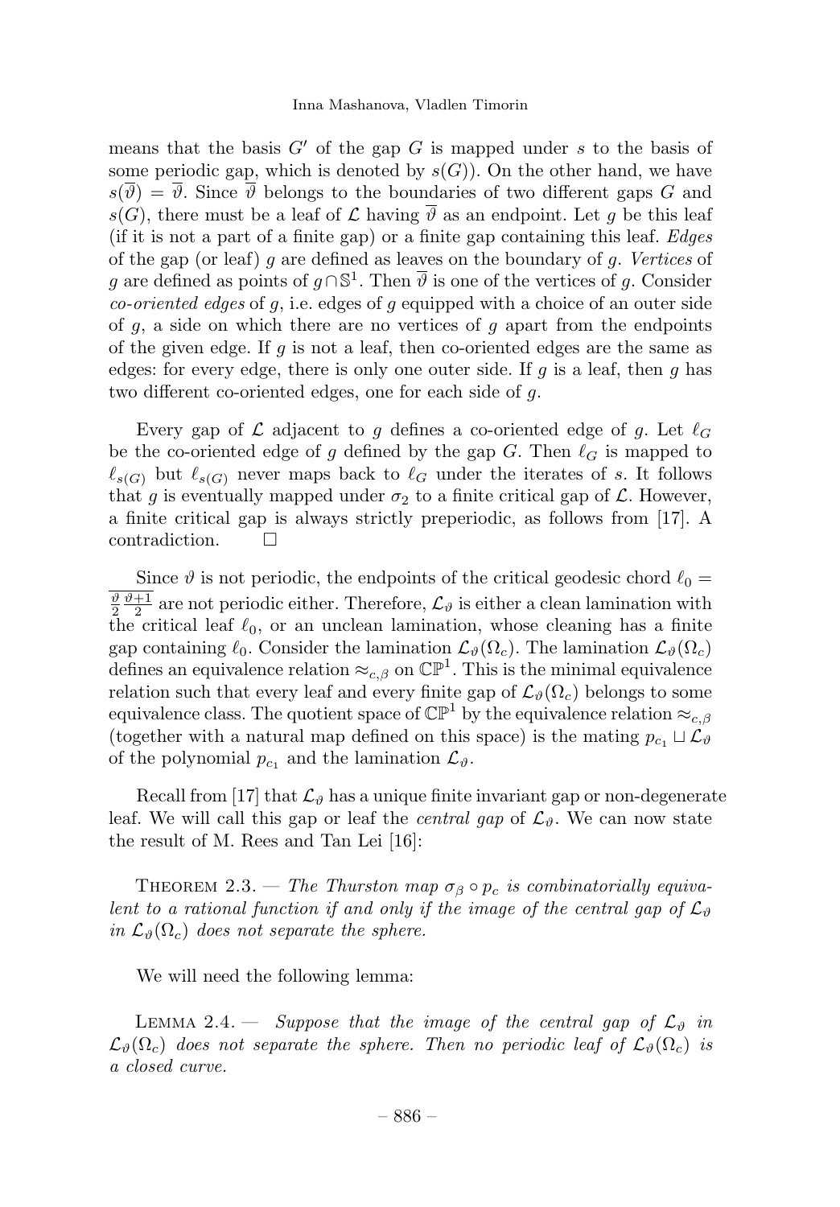means that the basis $G'$ of the gap $G$ is mapped under $s$ to the basis of some periodic gap, which is denoted by $s(G)$). On the other hand, we have $s(\overline{\vartheta}) = \overline{\vartheta}$. Since $\overline{\vartheta}$ belongs to the boundaries of two different gaps $G$ and $s(G)$, there must be a leaf of $\mathcal{L}$ having $\overline{\vartheta}$ as an endpoint. Let $g$ be this leaf (if it is not a part of a finite gap) or a finite gap containing this leaf. *Edges* of the gap (or leaf) $g$ are defined as leaves on the boundary of $g$. *Vertices* of $g$ are defined as points of $g \cap \mathbb{S}^1$. Then $\overline{\vartheta}$ is one of the vertices of $g$. Consider *co-oriented edges* of $g$, i.e. edges of $g$ equipped with a choice of an outer side of $g$, a side on which there are no vertices of $g$ apart from the endpoints of the given edge. If $g$ is not a leaf, then co-oriented edges are the same as edges: for every edge, there is only one outer side. If $g$ is a leaf, then $g$ has two different co-oriented edges, one for each side of $g$.

Every gap of $\mathcal{L}$ adjacent to $g$ defines a co-oriented edge of $g$. Let $\ell_G$ be the co-oriented edge of $g$ defined by the gap $G$. Then $\ell_G$ is mapped to $\ell_{s(G)}$ but $\ell_{s(G)}$ never maps back to $\ell_G$ under the iterates of $s$. It follows that $g$ is eventually mapped under $\sigma_2$ to a finite critical gap of $\mathcal{L}$. However, a finite critical gap is always strictly preperiodic, as follows from [17]. A contradiction. □

Since $\vartheta$ is not periodic, the endpoints of the critical geodesic chord $\ell_0 = \overline{\frac{\vartheta}{2}\frac{\vartheta+1}{2}}$ are not periodic either. Therefore, $\mathcal{L}_\vartheta$ is either a clean lamination with the critical leaf $\ell_0$, or an unclean lamination, whose cleaning has a finite gap containing $\ell_0$. Consider the lamination $\mathcal{L}_\vartheta(\Omega_c)$. The lamination $\mathcal{L}_\vartheta(\Omega_c)$ defines an equivalence relation $\approx_{c,\beta}$ on $\mathbb{CP}^1$. This is the minimal equivalence relation such that every leaf and every finite gap of $\mathcal{L}_\vartheta(\Omega_c)$ belongs to some equivalence class. The quotient space of $\mathbb{CP}^1$ by the equivalence relation $\approx_{c,\beta}$ (together with a natural map defined on this space) is the mating $p_{c_1} \sqcup \mathcal{L}_\vartheta$ of the polynomial $p_{c_1}$ and the lamination $\mathcal{L}_\vartheta$.

Recall from [17] that $\mathcal{L}_\vartheta$ has a unique finite invariant gap or non-degenerate leaf. We will call this gap or leaf the *central gap* of $\mathcal{L}_\vartheta$. We can now state the result of M. Rees and Tan Lei [16]:

Theorem 2.3. — *The Thurston map $\sigma_\beta \circ p_c$ is combinatorially equivalent to a rational function if and only if the image of the central gap of $\mathcal{L}_\vartheta$ in $\mathcal{L}_\vartheta(\Omega_c)$ does not separate the sphere.*

We will need the following lemma:

Lemma 2.4. — *Suppose that the image of the central gap of $\mathcal{L}_\vartheta$ in $\mathcal{L}_\vartheta(\Omega_c)$ does not separate the sphere. Then no periodic leaf of $\mathcal{L}_\vartheta(\Omega_c)$ is a closed curve.*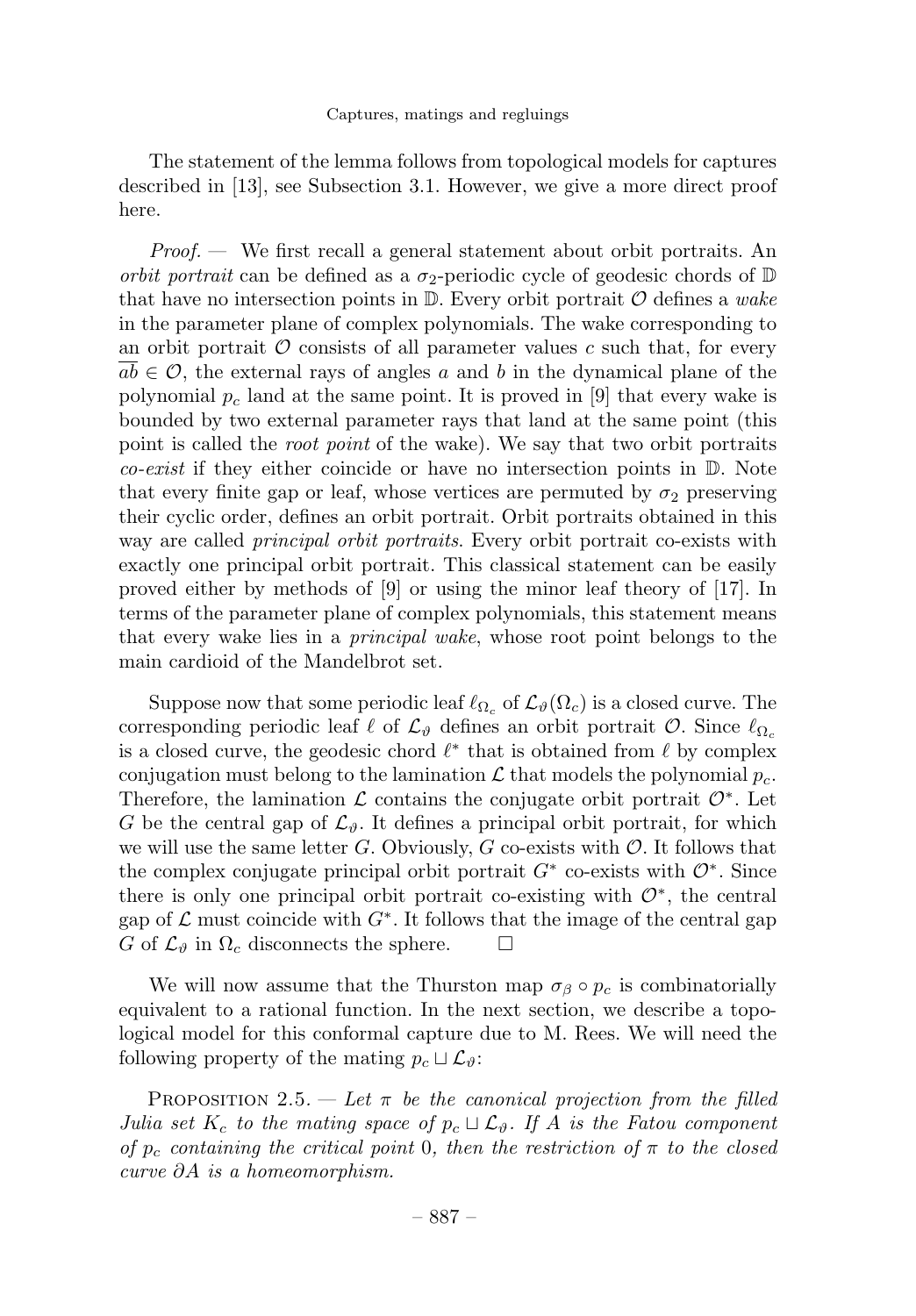The statement of the lemma follows from topological models for captures described in [13], see Subsection 3.1. However, we give a more direct proof here.

*Proof. —* We first recall a general statement about orbit portraits. An *orbit portrait* can be defined as a $\sigma_2$-periodic cycle of geodesic chords of $\mathbb{D}$ that have no intersection points in $\mathbb{D}$. Every orbit portrait $\mathcal{O}$ defines a *wake* in the parameter plane of complex polynomials. The wake corresponding to an orbit portrait $\mathcal{O}$ consists of all parameter values $c$ such that, for every $\overline{ab} \in \mathcal{O}$, the external rays of angles $a$ and $b$ in the dynamical plane of the polynomial $p_c$ land at the same point. It is proved in [9] that every wake is bounded by two external parameter rays that land at the same point (this point is called the *root point* of the wake). We say that two orbit portraits *co-exist* if they either coincide or have no intersection points in $\mathbb{D}$. Note that every finite gap or leaf, whose vertices are permuted by $\sigma_2$ preserving their cyclic order, defines an orbit portrait. Orbit portraits obtained in this way are called *principal orbit portraits*. Every orbit portrait co-exists with exactly one principal orbit portrait. This classical statement can be easily proved either by methods of [9] or using the minor leaf theory of [17]. In terms of the parameter plane of complex polynomials, this statement means that every wake lies in a *principal wake*, whose root point belongs to the main cardioid of the Mandelbrot set.

Suppose now that some periodic leaf $\ell_{\Omega_c}$ of $\mathcal{L}_\vartheta(\Omega_c)$ is a closed curve. The corresponding periodic leaf $\ell$ of $\mathcal{L}_\vartheta$ defines an orbit portrait $\mathcal{O}$. Since $\ell_{\Omega_c}$ is a closed curve, the geodesic chord $\ell^*$ that is obtained from $\ell$ by complex conjugation must belong to the lamination $\mathcal{L}$ that models the polynomial $p_c$. Therefore, the lamination $\mathcal{L}$ contains the conjugate orbit portrait $\mathcal{O}^*$. Let $G$ be the central gap of $\mathcal{L}_\vartheta$. It defines a principal orbit portrait, for which we will use the same letter $G$. Obviously, $G$ co-exists with $\mathcal{O}$. It follows that the complex conjugate principal orbit portrait $G^*$ co-exists with $\mathcal{O}^*$. Since there is only one principal orbit portrait co-existing with $\mathcal{O}^*$, the central gap of $\mathcal{L}$ must coincide with $G^*$. It follows that the image of the central gap $G$ of $\mathcal{L}_\vartheta$ in $\Omega_c$ disconnects the sphere. □

We will now assume that the Thurston map $\sigma_\beta \circ p_c$ is combinatorially equivalent to a rational function. In the next section, we describe a topological model for this conformal capture due to M. Rees. We will need the following property of the mating $p_c \sqcup \mathcal{L}_\vartheta$:

Proposition 2.5. — *Let $\pi$ be the canonical projection from the filled Julia set $K_c$ to the mating space of $p_c \sqcup \mathcal{L}_\vartheta$. If $A$ is the Fatou component of $p_c$ containing the critical point $0$, then the restriction of $\pi$ to the closed curve $\partial A$ is a homeomorphism.*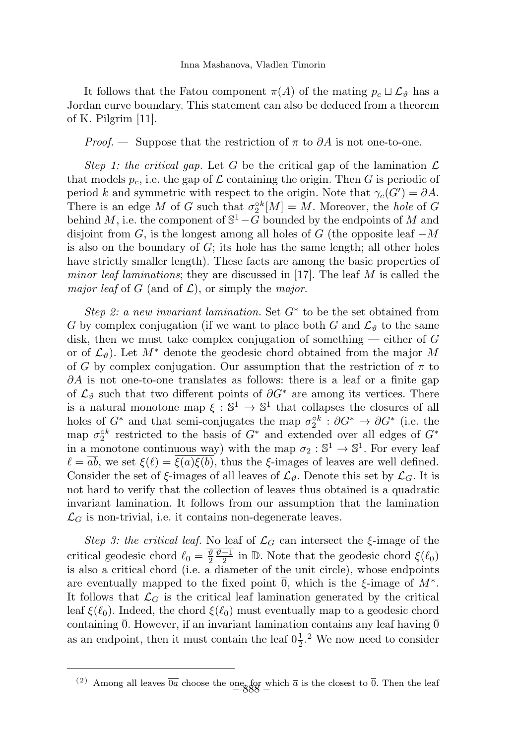It follows that the Fatou component $\pi(A)$ of the mating $p_c \sqcup \mathcal{L}_\vartheta$ has a Jordan curve boundary. This statement can also be deduced from a theorem of K. Pilgrim [11].

*Proof. —* Suppose that the restriction of $\pi$ to $\partial A$ is not one-to-one.

*Step 1: the critical gap.* Let $G$ be the critical gap of the lamination $\mathcal{L}$ that models $p_c$, i.e. the gap of $\mathcal{L}$ containing the origin. Then $G$ is periodic of period $k$ and symmetric with respect to the origin. Note that $\gamma_c(G') = \partial A$. There is an edge $M$ of $G$ such that $\sigma_2^{\circ k}[M] = M$. Moreover, the *hole* of $G$ behind $M$, i.e. the component of $\mathbb{S}^1 - G$ bounded by the endpoints of $M$ and disjoint from $G$, is the longest among all holes of $G$ (the opposite leaf $-M$ is also on the boundary of $G$; its hole has the same length; all other holes have strictly smaller length). These facts are among the basic properties of *minor leaf laminations*; they are discussed in [17]. The leaf $M$ is called the *major leaf* of $G$ (and of $\mathcal{L}$), or simply the *major*.

*Step 2: a new invariant lamination.* Set $G^*$ to be the set obtained from $G$ by complex conjugation (if we want to place both $G$ and $\mathcal{L}_\vartheta$ to the same disk, then we must take complex conjugation of something — either of $G$ or of $\mathcal{L}_\vartheta$). Let $M^*$ denote the geodesic chord obtained from the major $M$ of $G$ by complex conjugation. Our assumption that the restriction of $\pi$ to $\partial A$ is not one-to-one translates as follows: there is a leaf or a finite gap of $\mathcal{L}_\vartheta$ such that two different points of $\partial G^*$ are among its vertices. There is a natural monotone map $\xi : \mathbb{S}^1 \to \mathbb{S}^1$ that collapses the closures of all holes of $G^*$ and that semi-conjugates the map $\sigma_2^{\circ k} : \partial G^* \to \partial G^*$ (i.e. the map $\sigma_2^{\circ k}$ restricted to the basis of $G^*$ and extended over all edges of $G^*$ in a monotone continuous way) with the map $\sigma_2 : \mathbb{S}^1 \to \mathbb{S}^1$. For every leaf $\ell = \overline{ab}$, we set $\xi(\ell) = \overline{\xi(a)\xi(b)}$, thus the $\xi$-images of leaves are well defined. Consider the set of $\xi$-images of all leaves of $\mathcal{L}_\vartheta$. Denote this set by $\mathcal{L}_G$. It is not hard to verify that the collection of leaves thus obtained is a quadratic invariant lamination. It follows from our assumption that the lamination $\mathcal{L}_G$ is non-trivial, i.e. it contains non-degenerate leaves.

*Step 3: the critical leaf.* No leaf of $\mathcal{L}_G$ can intersect the $\xi$-image of the critical geodesic chord $\ell_0 = \overline{\frac{\vartheta}{2}\frac{\vartheta+1}{2}}$ in $\mathbb{D}$. Note that the geodesic chord $\xi(\ell_0)$ is also a critical chord (i.e. a diameter of the unit circle), whose endpoints are eventually mapped to the fixed point $\overline{0}$, which is the $\xi$-image of $M^*$. It follows that $\mathcal{L}_G$ is the critical leaf lamination generated by the critical leaf $\xi(\ell_0)$. Indeed, the chord $\xi(\ell_0)$ must eventually map to a geodesic chord containing $\overline{0}$. However, if an invariant lamination contains any leaf having $\overline{0}$ as an endpoint, then it must contain the leaf $\overline{0\frac{1}{2}}$.[2] We now need to consider

[2] Among all leaves $\overline{0a}$ choose the one for which $\overline{a}$ is the closest to $\overline{0}$. Then the leaf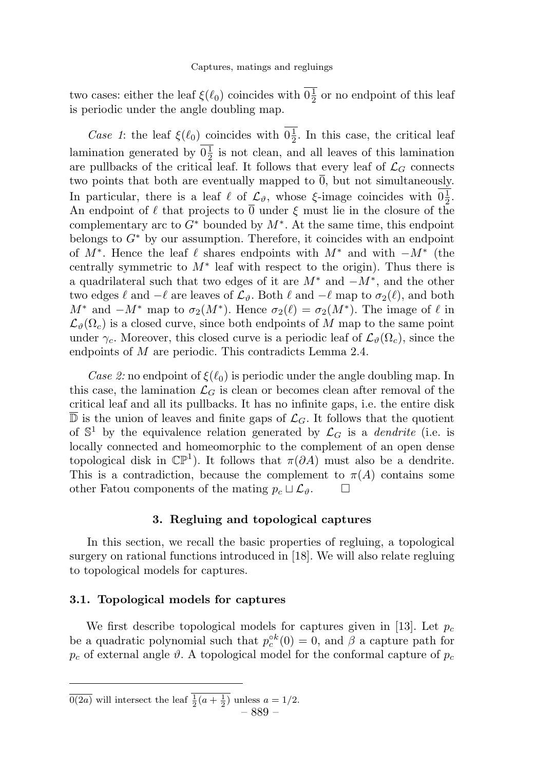two cases: either the leaf $\xi(\ell_0)$ coincides with $\overline{0\frac{1}{2}}$ or no endpoint of this leaf is periodic under the angle doubling map.

*Case 1*: the leaf $\xi(\ell_0)$ coincides with $\overline{0\frac{1}{2}}$. In this case, the critical leaf lamination generated by $\overline{0\frac{1}{2}}$ is not clean, and all leaves of this lamination are pullbacks of the critical leaf. It follows that every leaf of $\mathcal{L}_G$ connects two points that both are eventually mapped to $\overline{0}$, but not simultaneously. In particular, there is a leaf $\ell$ of $\mathcal{L}_\vartheta$, whose $\xi$-image coincides with $\overline{0\frac{1}{2}}$. An endpoint of $\ell$ that projects to $\overline{0}$ under $\xi$ must lie in the closure of the complementary arc to $G^*$ bounded by $M^*$. At the same time, this endpoint belongs to $G^*$ by our assumption. Therefore, it coincides with an endpoint of $M^*$. Hence the leaf $\ell$ shares endpoints with $M^*$ and with $-M^*$ (the centrally symmetric to $M^*$ leaf with respect to the origin). Thus there is a quadrilateral such that two edges of it are $M^*$ and $-M^*$, and the other two edges $\ell$ and $-\ell$ are leaves of $\mathcal{L}_\vartheta$. Both $\ell$ and $-\ell$ map to $\sigma_2(\ell)$, and both $M^*$ and $-M^*$ map to $\sigma_2(M^*)$. Hence $\sigma_2(\ell) = \sigma_2(M^*)$. The image of $\ell$ in $\mathcal{L}_\vartheta(\Omega_c)$ is a closed curve, since both endpoints of $M$ map to the same point under $\gamma_c$. Moreover, this closed curve is a periodic leaf of $\mathcal{L}_\vartheta(\Omega_c)$, since the endpoints of $M$ are periodic. This contradicts Lemma 2.4.

*Case 2:* no endpoint of $\xi(\ell_0)$ is periodic under the angle doubling map. In this case, the lamination $\mathcal{L}_G$ is clean or becomes clean after removal of the critical leaf and all its pullbacks. It has no infinite gaps, i.e. the entire disk $\overline{\mathbb{D}}$ is the union of leaves and finite gaps of $\mathcal{L}_G$. It follows that the quotient of $\mathbb{S}^1$ by the equivalence relation generated by $\mathcal{L}_G$ is a *dendrite* (i.e. is locally connected and homeomorphic to the complement of an open dense topological disk in $\mathbb{CP}^1$). It follows that $\pi(\partial A)$ must also be a dendrite. This is a contradiction, because the complement to $\pi(A)$ contains some other Fatou components of the mating $p_c \sqcup \mathcal{L}_\vartheta$. $\square$

## 3. Regluing and topological captures

In this section, we recall the basic properties of regluing, a topological surgery on rational functions introduced in [18]. We will also relate regluing to topological models for captures.

### 3.1. Topological models for captures

We first describe topological models for captures given in [13]. Let $p_c$ be a quadratic polynomial such that $p_c^{\circ k}(0) = 0$, and $\beta$ a capture path for $p_c$ of external angle $\vartheta$. A topological model for the conformal capture of $p_c$

---

$\overline{0(2a)}$ will intersect the leaf $\overline{\frac{1}{2}(a+\frac{1}{2})}$ unless $a = 1/2$.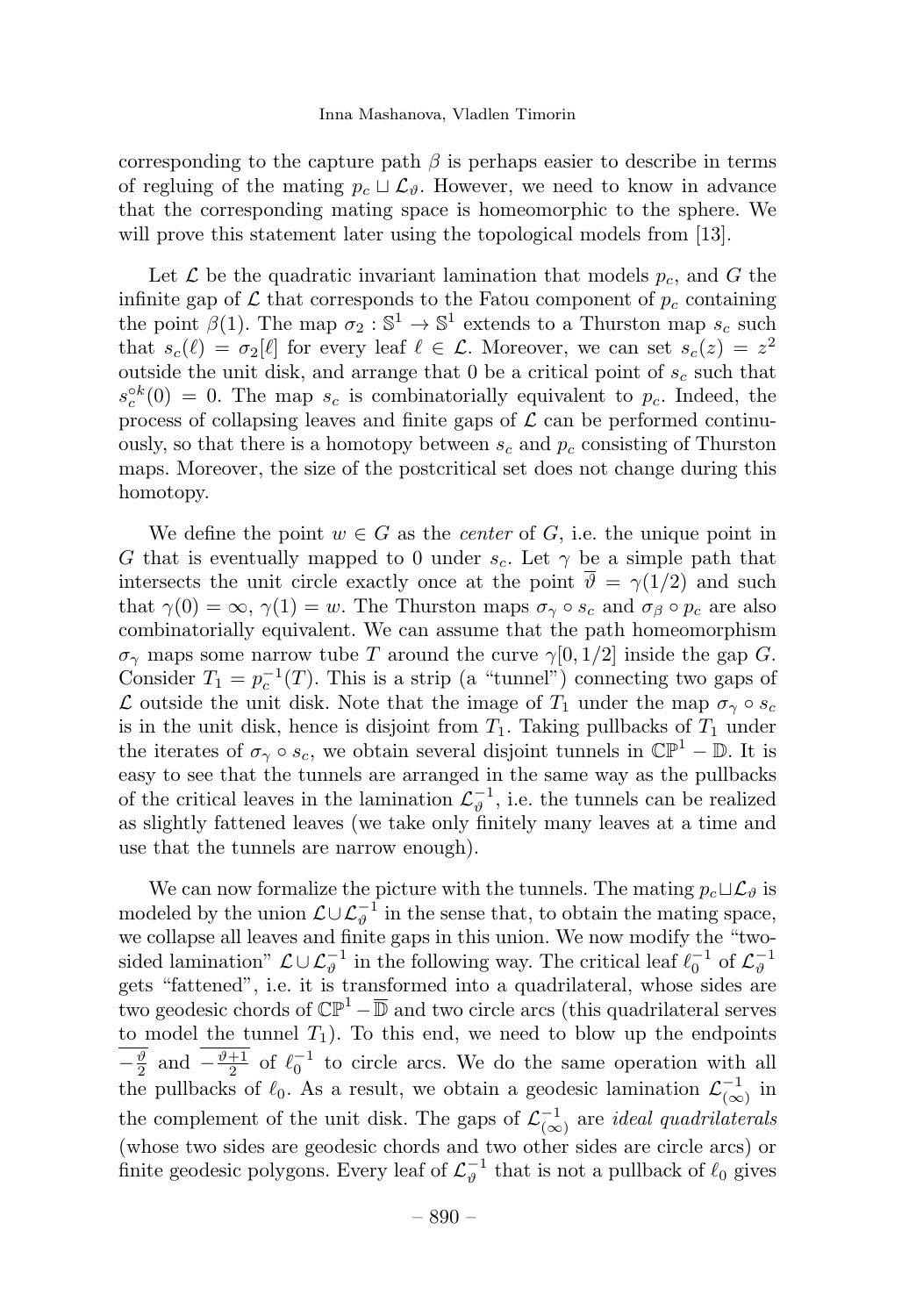corresponding to the capture path $\beta$ is perhaps easier to describe in terms of regluing of the mating $p_c \sqcup \mathcal{L}_\vartheta$. However, we need to know in advance that the corresponding mating space is homeomorphic to the sphere. We will prove this statement later using the topological models from [13].

Let $\mathcal{L}$ be the quadratic invariant lamination that models $p_c$, and $G$ the infinite gap of $\mathcal{L}$ that corresponds to the Fatou component of $p_c$ containing the point $\beta(1)$. The map $\sigma_2 : \mathbb{S}^1 \to \mathbb{S}^1$ extends to a Thurston map $s_c$ such that $s_c(\ell) = \sigma_2[\ell]$ for every leaf $\ell \in \mathcal{L}$. Moreover, we can set $s_c(z) = z^2$ outside the unit disk, and arrange that 0 be a critical point of $s_c$ such that $s_c^{\circ k}(0) = 0$. The map $s_c$ is combinatorially equivalent to $p_c$. Indeed, the process of collapsing leaves and finite gaps of $\mathcal{L}$ can be performed continuously, so that there is a homotopy between $s_c$ and $p_c$ consisting of Thurston maps. Moreover, the size of the postcritical set does not change during this homotopy.

We define the point $w \in G$ as the *center* of $G$, i.e. the unique point in $G$ that is eventually mapped to 0 under $s_c$. Let $\gamma$ be a simple path that intersects the unit circle exactly once at the point $\overline{\vartheta} = \gamma(1/2)$ and such that $\gamma(0) = \infty$, $\gamma(1) = w$. The Thurston maps $\sigma_\gamma \circ s_c$ and $\sigma_\beta \circ p_c$ are also combinatorially equivalent. We can assume that the path homeomorphism $\sigma_\gamma$ maps some narrow tube $T$ around the curve $\gamma[0, 1/2]$ inside the gap $G$. Consider $T_1 = p_c^{-1}(T)$. This is a strip (a "tunnel") connecting two gaps of $\mathcal{L}$ outside the unit disk. Note that the image of $T_1$ under the map $\sigma_\gamma \circ s_c$ is in the unit disk, hence is disjoint from $T_1$. Taking pullbacks of $T_1$ under the iterates of $\sigma_\gamma \circ s_c$, we obtain several disjoint tunnels in $\mathbb{CP}^1 - \mathbb{D}$. It is easy to see that the tunnels are arranged in the same way as the pullbacks of the critical leaves in the lamination $\mathcal{L}_\vartheta^{-1}$, i.e. the tunnels can be realized as slightly fattened leaves (we take only finitely many leaves at a time and use that the tunnels are narrow enough).

We can now formalize the picture with the tunnels. The mating $p_c \sqcup \mathcal{L}_\vartheta$ is modeled by the union $\mathcal{L} \cup \mathcal{L}_\vartheta^{-1}$ in the sense that, to obtain the mating space, we collapse all leaves and finite gaps in this union. We now modify the "two-sided lamination" $\mathcal{L} \cup \mathcal{L}_\vartheta^{-1}$ in the following way. The critical leaf $\ell_0^{-1}$ of $\mathcal{L}_\vartheta^{-1}$ gets "fattened", i.e. it is transformed into a quadrilateral, whose sides are two geodesic chords of $\mathbb{CP}^1 - \overline{\mathbb{D}}$ and two circle arcs (this quadrilateral serves to model the tunnel $T_1$). To this end, we need to blow up the endpoints $\overline{-\frac{\vartheta}{2}}$ and $\overline{-\frac{\vartheta+1}{2}}$ of $\ell_0^{-1}$ to circle arcs. We do the same operation with all the pullbacks of $\ell_0$. As a result, we obtain a geodesic lamination $\mathcal{L}_{(\infty)}^{-1}$ in the complement of the unit disk. The gaps of $\mathcal{L}_{(\infty)}^{-1}$ are *ideal quadrilaterals* (whose two sides are geodesic chords and two other sides are circle arcs) or finite geodesic polygons. Every leaf of $\mathcal{L}_\vartheta^{-1}$ that is not a pullback of $\ell_0$ gives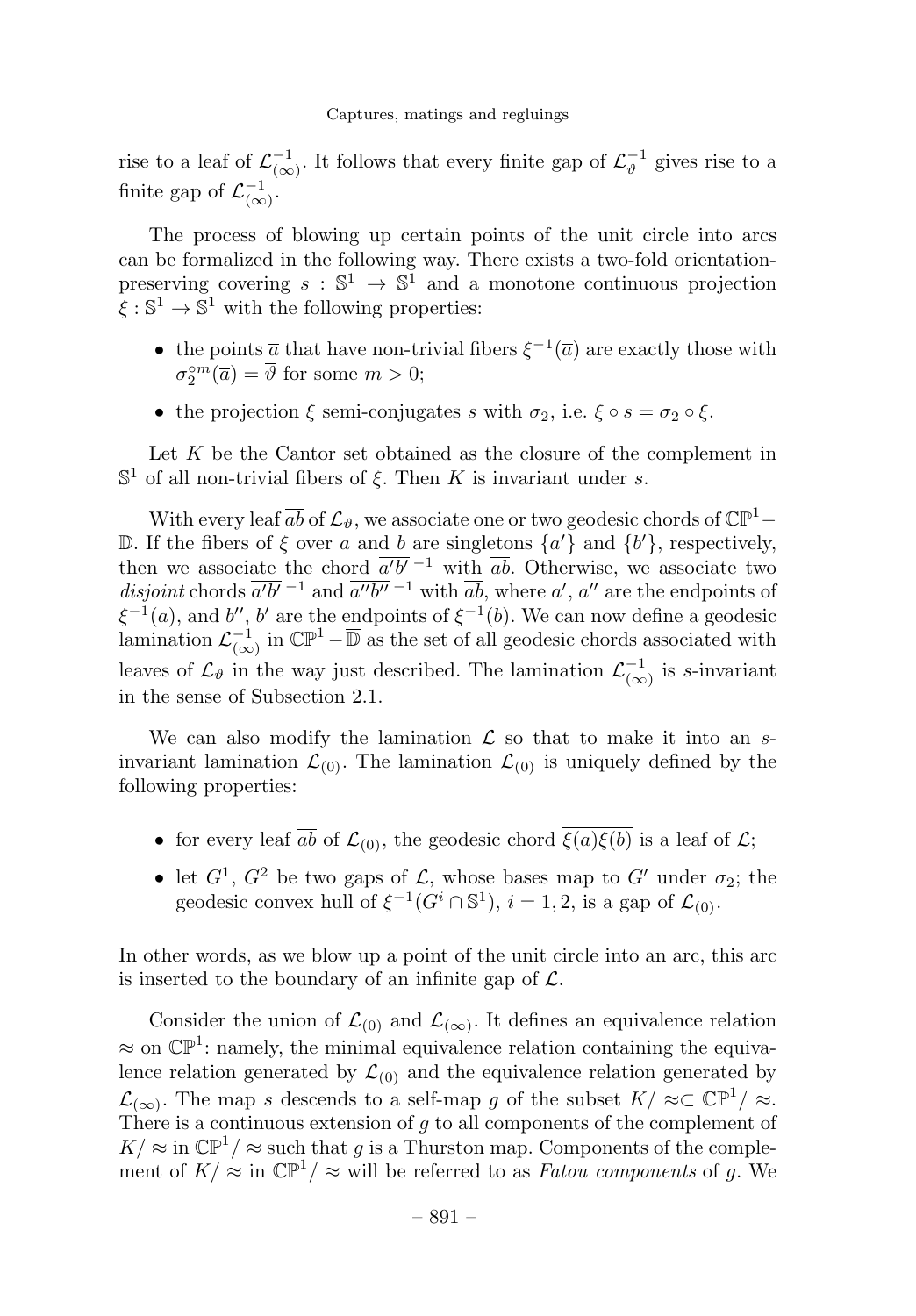rise to a leaf of $\mathcal{L}_{(\infty)}^{-1}$. It follows that every finite gap of $\mathcal{L}_{\vartheta}^{-1}$ gives rise to a finite gap of $\mathcal{L}_{(\infty)}^{-1}$.

The process of blowing up certain points of the unit circle into arcs can be formalized in the following way. There exists a two-fold orientation-preserving covering $s : \mathbb{S}^1 \to \mathbb{S}^1$ and a monotone continuous projection $\xi : \mathbb{S}^1 \to \mathbb{S}^1$ with the following properties:

- the points $\overline{a}$ that have non-trivial fibers $\xi^{-1}(\overline{a})$ are exactly those with $\sigma_2^{\circ m}(\overline{a}) = \overline{\vartheta}$ for some $m > 0$;
- the projection $\xi$ semi-conjugates $s$ with $\sigma_2$, i.e. $\xi \circ s = \sigma_2 \circ \xi$.

Let $K$ be the Cantor set obtained as the closure of the complement in $\mathbb{S}^1$ of all non-trivial fibers of $\xi$. Then $K$ is invariant under $s$.

With every leaf $\overline{ab}$ of $\mathcal{L}_{\vartheta}$, we associate one or two geodesic chords of $\mathbb{CP}^1 - \overline{\mathbb{D}}$. If the fibers of $\xi$ over $a$ and $b$ are singletons $\{a'\}$ and $\{b'\}$, respectively, then we associate the chord $\overline{a'b'}^{\,-1}$ with $\overline{ab}$. Otherwise, we associate two *disjoint* chords $\overline{a'b'}^{\,-1}$ and $\overline{a''b''}^{\,-1}$ with $\overline{ab}$, where $a'$, $a''$ are the endpoints of $\xi^{-1}(a)$, and $b''$, $b'$ are the endpoints of $\xi^{-1}(b)$. We can now define a geodesic lamination $\mathcal{L}_{(\infty)}^{-1}$ in $\mathbb{CP}^1 - \overline{\mathbb{D}}$ as the set of all geodesic chords associated with leaves of $\mathcal{L}_{\vartheta}$ in the way just described. The lamination $\mathcal{L}_{(\infty)}^{-1}$ is $s$-invariant in the sense of Subsection 2.1.

We can also modify the lamination $\mathcal{L}$ so that to make it into an $s$-invariant lamination $\mathcal{L}_{(0)}$. The lamination $\mathcal{L}_{(0)}$ is uniquely defined by the following properties:

- for every leaf $\overline{ab}$ of $\mathcal{L}_{(0)}$, the geodesic chord $\overline{\xi(a)\xi(b)}$ is a leaf of $\mathcal{L}$;
- let $G^1$, $G^2$ be two gaps of $\mathcal{L}$, whose bases map to $G'$ under $\sigma_2$; the geodesic convex hull of $\xi^{-1}(G^i \cap \mathbb{S}^1)$, $i = 1, 2$, is a gap of $\mathcal{L}_{(0)}$.

In other words, as we blow up a point of the unit circle into an arc, this arc is inserted to the boundary of an infinite gap of $\mathcal{L}$.

Consider the union of $\mathcal{L}_{(0)}$ and $\mathcal{L}_{(\infty)}$. It defines an equivalence relation $\approx$ on $\mathbb{CP}^1$: namely, the minimal equivalence relation containing the equivalence relation generated by $\mathcal{L}_{(0)}$ and the equivalence relation generated by $\mathcal{L}_{(\infty)}$. The map $s$ descends to a self-map $g$ of the subset $K/\approx \subset \mathbb{CP}^1/\approx$. There is a continuous extension of $g$ to all components of the complement of $K/\approx$ in $\mathbb{CP}^1/\approx$ such that $g$ is a Thurston map. Components of the complement of $K/\approx$ in $\mathbb{CP}^1/\approx$ will be referred to as *Fatou components* of $g$. We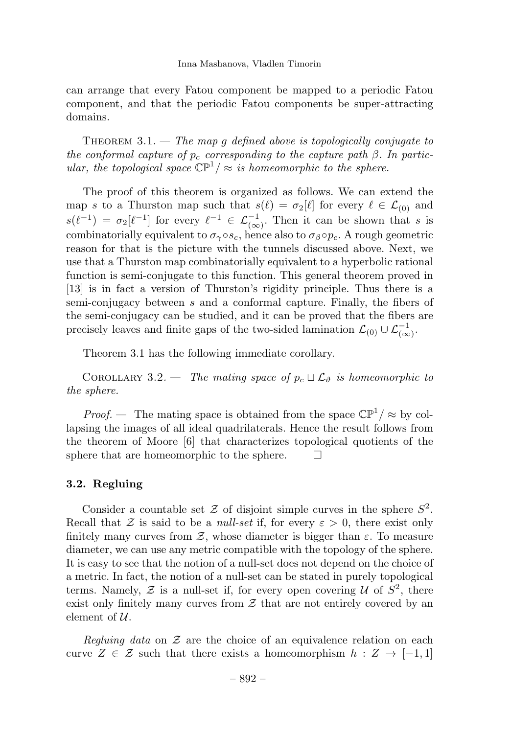can arrange that every Fatou component be mapped to a periodic Fatou component, and that the periodic Fatou components be super-attracting domains.

Theorem 3.1. — *The map $g$ defined above is topologically conjugate to the conformal capture of $p_c$ corresponding to the capture path $\beta$. In particular, the topological space $\mathbb{CP}^1/\approx$ is homeomorphic to the sphere.*

The proof of this theorem is organized as follows. We can extend the map $s$ to a Thurston map such that $s(\ell) = \sigma_2[\ell]$ for every $\ell \in \mathcal{L}_{(0)}$ and $s(\ell^{-1}) = \sigma_2[\ell^{-1}]$ for every $\ell^{-1} \in \mathcal{L}^{-1}_{(\infty)}$. Then it can be shown that $s$ is combinatorially equivalent to $\sigma_\gamma \circ s_c$, hence also to $\sigma_\beta \circ p_c$. A rough geometric reason for that is the picture with the tunnels discussed above. Next, we use that a Thurston map combinatorially equivalent to a hyperbolic rational function is semi-conjugate to this function. This general theorem proved in [13] is in fact a version of Thurston's rigidity principle. Thus there is a semi-conjugacy between $s$ and a conformal capture. Finally, the fibers of the semi-conjugacy can be studied, and it can be proved that the fibers are precisely leaves and finite gaps of the two-sided lamination $\mathcal{L}_{(0)} \cup \mathcal{L}^{-1}_{(\infty)}$.

Theorem 3.1 has the following immediate corollary.

Corollary 3.2. — *The mating space of $p_c \sqcup \mathcal{L}_\vartheta$ is homeomorphic to the sphere.*

*Proof.* — The mating space is obtained from the space $\mathbb{CP}^1/\approx$ by collapsing the images of all ideal quadrilaterals. Hence the result follows from the theorem of Moore [6] that characterizes topological quotients of the sphere that are homeomorphic to the sphere. □

### 3.2. Regluing

Consider a countable set $\mathcal{Z}$ of disjoint simple curves in the sphere $S^2$. Recall that $\mathcal{Z}$ is said to be a *null-set* if, for every $\varepsilon > 0$, there exist only finitely many curves from $\mathcal{Z}$, whose diameter is bigger than $\varepsilon$. To measure diameter, we can use any metric compatible with the topology of the sphere. It is easy to see that the notion of a null-set does not depend on the choice of a metric. In fact, the notion of a null-set can be stated in purely topological terms. Namely, $\mathcal{Z}$ is a null-set if, for every open covering $\mathcal{U}$ of $S^2$, there exist only finitely many curves from $\mathcal{Z}$ that are not entirely covered by an element of $\mathcal{U}$.

*Regluing data* on $\mathcal{Z}$ are the choice of an equivalence relation on each curve $Z \in \mathcal{Z}$ such that there exists a homeomorphism $h : Z \to [-1, 1]$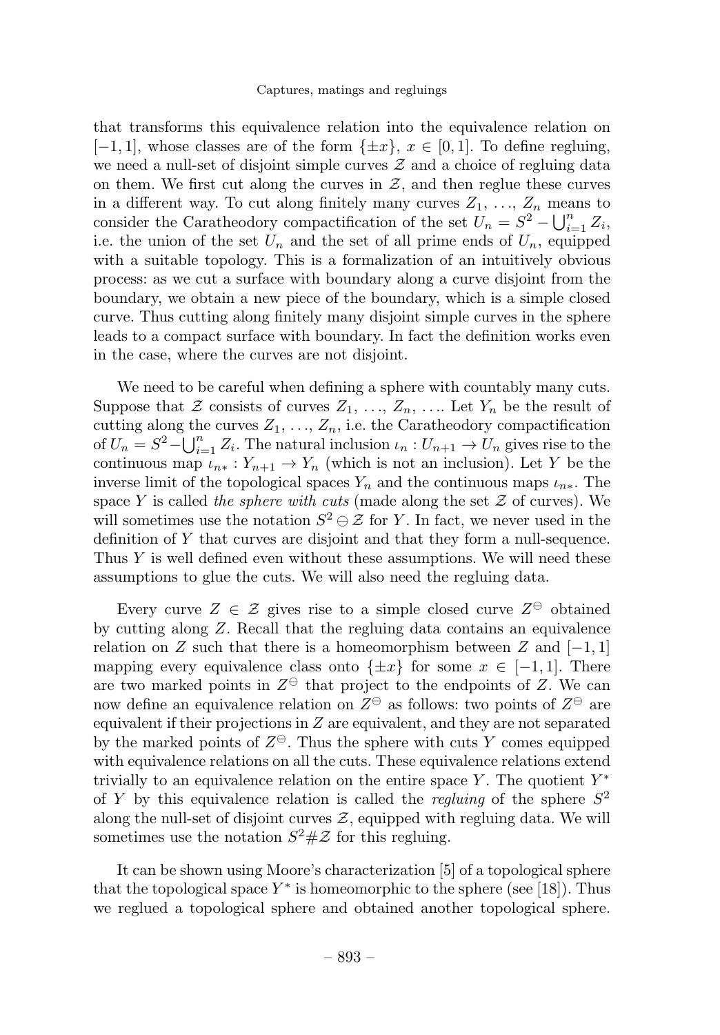that transforms this equivalence relation into the equivalence relation on $[-1,1]$, whose classes are of the form $\{\pm x\}$, $x \in [0,1]$. To define regluing, we need a null-set of disjoint simple curves $\mathcal{Z}$ and a choice of regluing data on them. We first cut along the curves in $\mathcal{Z}$, and then reglue these curves in a different way. To cut along finitely many curves $Z_1, \ldots, Z_n$ means to consider the Caratheodory compactification of the set $U_n = S^2 - \bigcup_{i=1}^n Z_i$, i.e. the union of the set $U_n$ and the set of all prime ends of $U_n$, equipped with a suitable topology. This is a formalization of an intuitively obvious process: as we cut a surface with boundary along a curve disjoint from the boundary, we obtain a new piece of the boundary, which is a simple closed curve. Thus cutting along finitely many disjoint simple curves in the sphere leads to a compact surface with boundary. In fact the definition works even in the case, where the curves are not disjoint.

We need to be careful when defining a sphere with countably many cuts. Suppose that $\mathcal{Z}$ consists of curves $Z_1, \ldots, Z_n, \ldots$. Let $Y_n$ be the result of cutting along the curves $Z_1, \ldots, Z_n$, i.e. the Caratheodory compactification of $U_n = S^2 - \bigcup_{i=1}^n Z_i$. The natural inclusion $\iota_n : U_{n+1} \to U_n$ gives rise to the continuous map $\iota_{n*} : Y_{n+1} \to Y_n$ (which is not an inclusion). Let $Y$ be the inverse limit of the topological spaces $Y_n$ and the continuous maps $\iota_{n*}$. The space $Y$ is called *the sphere with cuts* (made along the set $\mathcal{Z}$ of curves). We will sometimes use the notation $S^2 \ominus \mathcal{Z}$ for $Y$. In fact, we never used in the definition of $Y$ that curves are disjoint and that they form a null-sequence. Thus $Y$ is well defined even without these assumptions. We will need these assumptions to glue the cuts. We will also need the regluing data.

Every curve $Z \in \mathcal{Z}$ gives rise to a simple closed curve $Z^{\ominus}$ obtained by cutting along $Z$. Recall that the regluing data contains an equivalence relation on $Z$ such that there is a homeomorphism between $Z$ and $[-1,1]$ mapping every equivalence class onto $\{\pm x\}$ for some $x \in [-1,1]$. There are two marked points in $Z^{\ominus}$ that project to the endpoints of $Z$. We can now define an equivalence relation on $Z^{\ominus}$ as follows: two points of $Z^{\ominus}$ are equivalent if their projections in $Z$ are equivalent, and they are not separated by the marked points of $Z^{\ominus}$. Thus the sphere with cuts $Y$ comes equipped with equivalence relations on all the cuts. These equivalence relations extend trivially to an equivalence relation on the entire space $Y$. The quotient $Y^*$ of $Y$ by this equivalence relation is called the *regluing* of the sphere $S^2$ along the null-set of disjoint curves $\mathcal{Z}$, equipped with regluing data. We will sometimes use the notation $S^2 \# \mathcal{Z}$ for this regluing.

It can be shown using Moore's characterization [5] of a topological sphere that the topological space $Y^*$ is homeomorphic to the sphere (see [18]). Thus we reglued a topological sphere and obtained another topological sphere.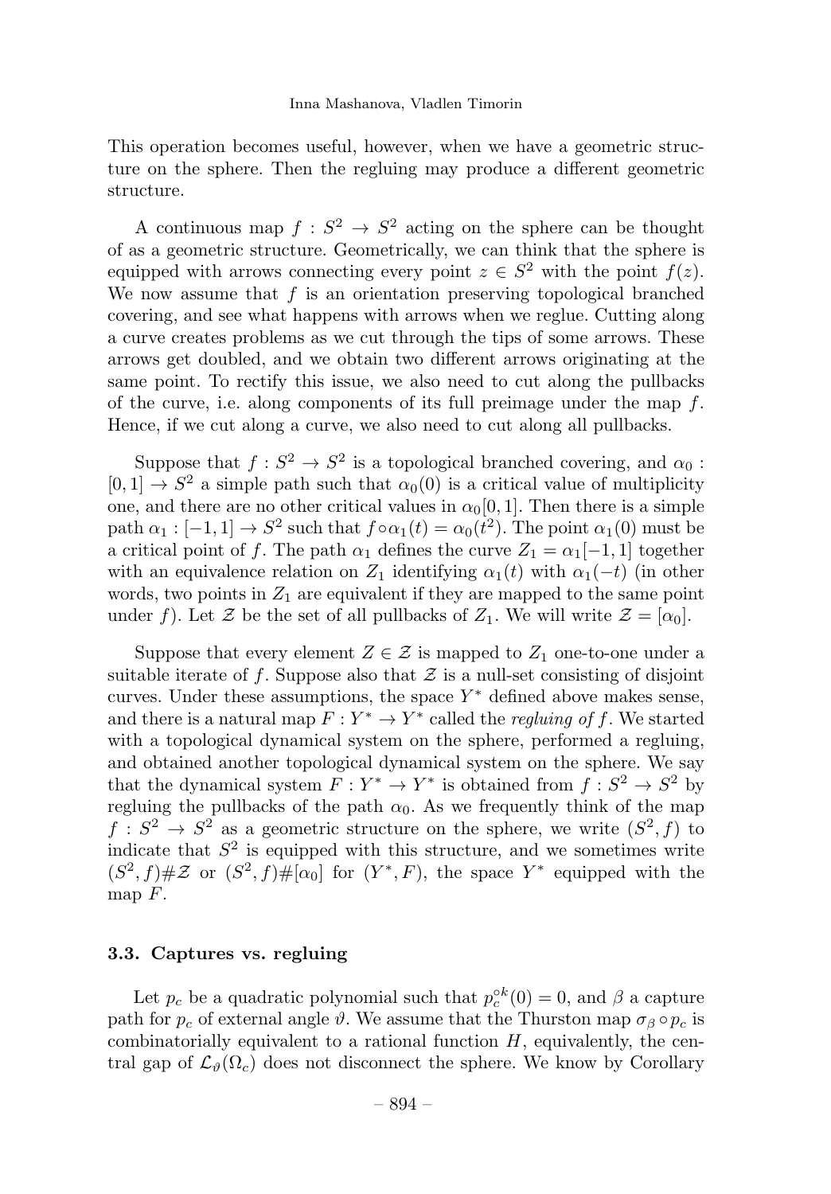This operation becomes useful, however, when we have a geometric structure on the sphere. Then the regluing may produce a different geometric structure.

A continuous map $f : S^2 \to S^2$ acting on the sphere can be thought of as a geometric structure. Geometrically, we can think that the sphere is equipped with arrows connecting every point $z \in S^2$ with the point $f(z)$. We now assume that $f$ is an orientation preserving topological branched covering, and see what happens with arrows when we reglue. Cutting along a curve creates problems as we cut through the tips of some arrows. These arrows get doubled, and we obtain two different arrows originating at the same point. To rectify this issue, we also need to cut along the pullbacks of the curve, i.e. along components of its full preimage under the map $f$. Hence, if we cut along a curve, we also need to cut along all pullbacks.

Suppose that $f : S^2 \to S^2$ is a topological branched covering, and $\alpha_0 : [0, 1] \to S^2$ a simple path such that $\alpha_0(0)$ is a critical value of multiplicity one, and there are no other critical values in $\alpha_0[0, 1]$. Then there is a simple path $\alpha_1 : [-1, 1] \to S^2$ such that $f \circ \alpha_1(t) = \alpha_0(t^2)$. The point $\alpha_1(0)$ must be a critical point of $f$. The path $\alpha_1$ defines the curve $Z_1 = \alpha_1[-1, 1]$ together with an equivalence relation on $Z_1$ identifying $\alpha_1(t)$ with $\alpha_1(-t)$ (in other words, two points in $Z_1$ are equivalent if they are mapped to the same point under $f$). Let $\mathcal{Z}$ be the set of all pullbacks of $Z_1$. We will write $\mathcal{Z} = [\alpha_0]$.

Suppose that every element $Z \in \mathcal{Z}$ is mapped to $Z_1$ one-to-one under a suitable iterate of $f$. Suppose also that $\mathcal{Z}$ is a null-set consisting of disjoint curves. Under these assumptions, the space $Y^*$ defined above makes sense, and there is a natural map $F : Y^* \to Y^*$ called the *regluing of* $f$. We started with a topological dynamical system on the sphere, performed a regluing, and obtained another topological dynamical system on the sphere. We say that the dynamical system $F : Y^* \to Y^*$ is obtained from $f : S^2 \to S^2$ by regluing the pullbacks of the path $\alpha_0$. As we frequently think of the map $f : S^2 \to S^2$ as a geometric structure on the sphere, we write $(S^2, f)$ to indicate that $S^2$ is equipped with this structure, and we sometimes write $(S^2, f)\#\mathcal{Z}$ or $(S^2, f)\#[\alpha_0]$ for $(Y^*, F)$, the space $Y^*$ equipped with the map $F$.

### 3.3. Captures vs. regluing

Let $p_c$ be a quadratic polynomial such that $p_c^{\circ k}(0) = 0$, and $\beta$ a capture path for $p_c$ of external angle $\vartheta$. We assume that the Thurston map $\sigma_\beta \circ p_c$ is combinatorially equivalent to a rational function $H$, equivalently, the central gap of $\mathcal{L}_\vartheta(\Omega_c)$ does not disconnect the sphere. We know by Corollary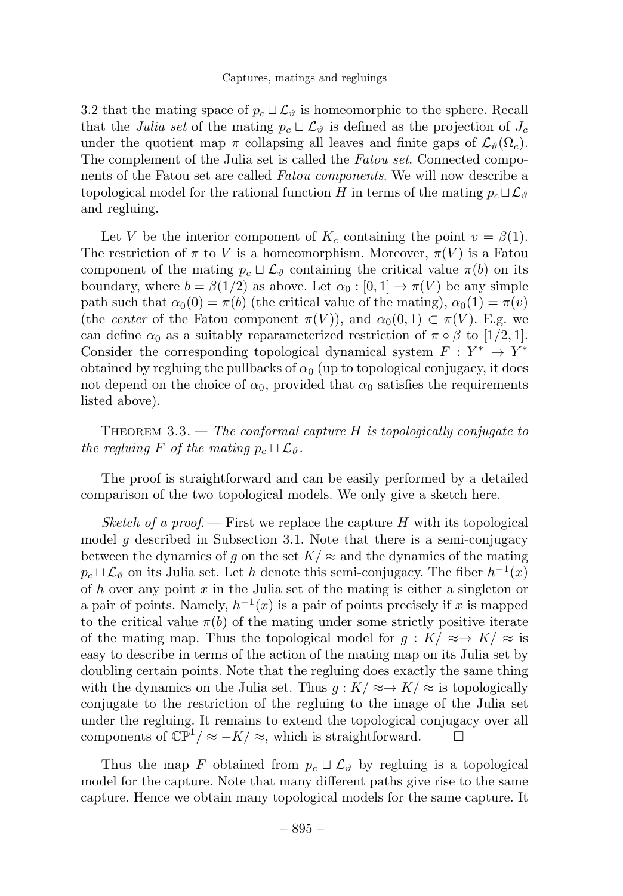3.2 that the mating space of $p_c \sqcup \mathcal{L}_\vartheta$ is homeomorphic to the sphere. Recall that the *Julia set* of the mating $p_c \sqcup \mathcal{L}_\vartheta$ is defined as the projection of $J_c$ under the quotient map $\pi$ collapsing all leaves and finite gaps of $\mathcal{L}_\vartheta(\Omega_c)$. The complement of the Julia set is called the *Fatou set*. Connected components of the Fatou set are called *Fatou components*. We will now describe a topological model for the rational function $H$ in terms of the mating $p_c \sqcup \mathcal{L}_\vartheta$ and regluing.

Let $V$ be the interior component of $K_c$ containing the point $v = \beta(1)$. The restriction of $\pi$ to $V$ is a homeomorphism. Moreover, $\pi(V)$ is a Fatou component of the mating $p_c \sqcup \mathcal{L}_\vartheta$ containing the critical value $\pi(b)$ on its boundary, where $b = \beta(1/2)$ as above. Let $\alpha_0 : [0, 1] \to \overline{\pi(V)}$ be any simple path such that $\alpha_0(0) = \pi(b)$ (the critical value of the mating), $\alpha_0(1) = \pi(v)$ (the *center* of the Fatou component $\pi(V)$), and $\alpha_0(0, 1) \subset \pi(V)$. E.g. we can define $\alpha_0$ as a suitably reparameterized restriction of $\pi \circ \beta$ to $[1/2, 1]$. Consider the corresponding topological dynamical system $F : Y^* \to Y^*$ obtained by regluing the pullbacks of $\alpha_0$ (up to topological conjugacy, it does not depend on the choice of $\alpha_0$, provided that $\alpha_0$ satisfies the requirements listed above).

Theorem 3.3. — *The conformal capture $H$ is topologically conjugate to the regluing $F$ of the mating $p_c \sqcup \mathcal{L}_\vartheta$.*

The proof is straightforward and can be easily performed by a detailed comparison of the two topological models. We only give a sketch here.

*Sketch of a proof.* — First we replace the capture $H$ with its topological model $g$ described in Subsection 3.1. Note that there is a semi-conjugacy between the dynamics of $g$ on the set $K/\approx$ and the dynamics of the mating $p_c \sqcup \mathcal{L}_\vartheta$ on its Julia set. Let $h$ denote this semi-conjugacy. The fiber $h^{-1}(x)$ of $h$ over any point $x$ in the Julia set of the mating is either a singleton or a pair of points. Namely, $h^{-1}(x)$ is a pair of points precisely if $x$ is mapped to the critical value $\pi(b)$ of the mating under some strictly positive iterate of the mating map. Thus the topological model for $g : K/\approx \to K/\approx$ is easy to describe in terms of the action of the mating map on its Julia set by doubling certain points. Note that the regluing does exactly the same thing with the dynamics on the Julia set. Thus $g : K/\approx \to K/\approx$ is topologically conjugate to the restriction of the regluing to the image of the Julia set under the regluing. It remains to extend the topological conjugacy over all components of $\mathbb{CP}^1/\approx - K/\approx$, which is straightforward. $\square$

Thus the map $F$ obtained from $p_c \sqcup \mathcal{L}_\vartheta$ by regluing is a topological model for the capture. Note that many different paths give rise to the same capture. Hence we obtain many topological models for the same capture. It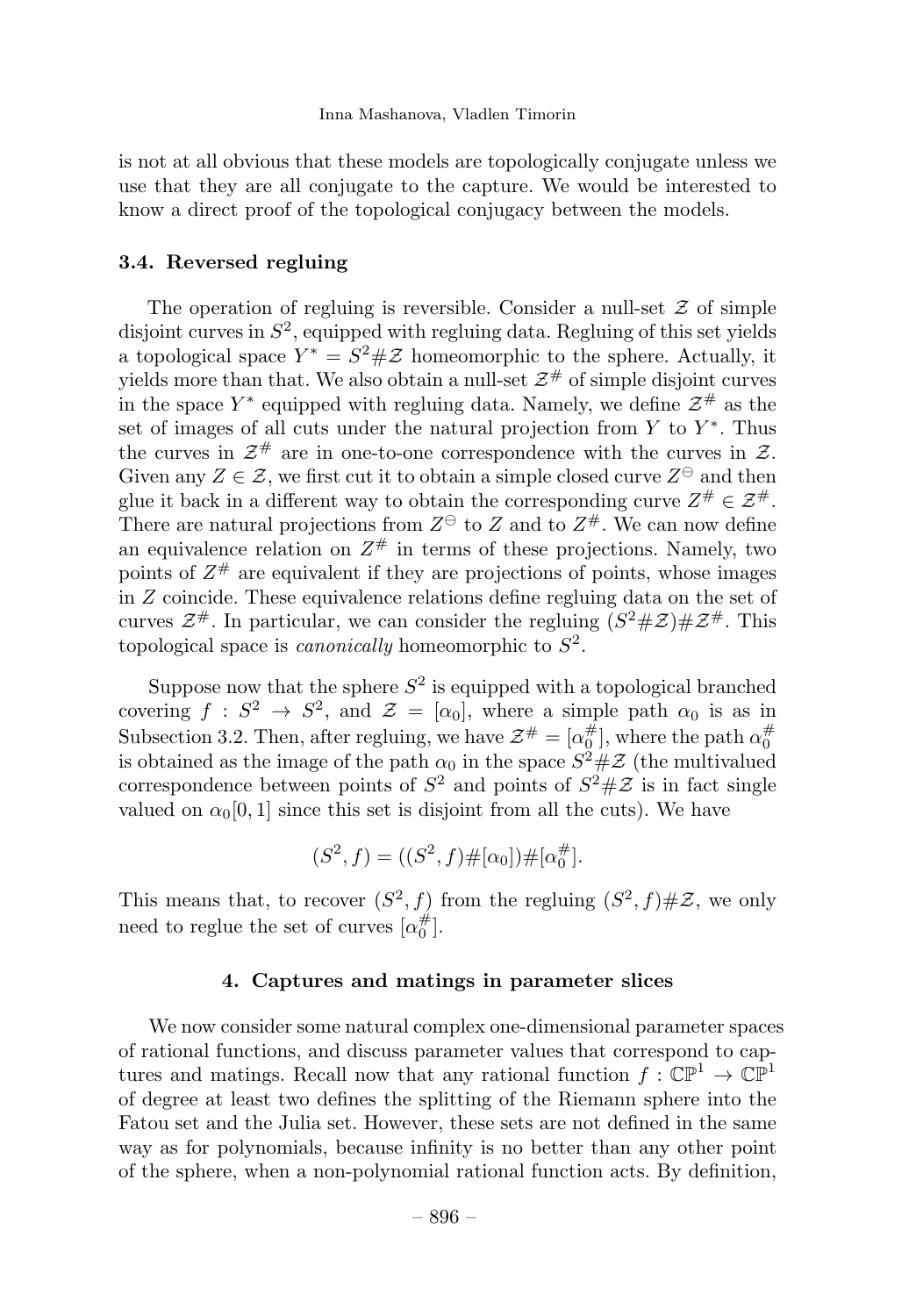is not at all obvious that these models are topologically conjugate unless we use that they are all conjugate to the capture. We would be interested to know a direct proof of the topological conjugacy between the models.

### 3.4. Reversed regluing

The operation of regluing is reversible. Consider a null-set $\mathcal{Z}$ of simple disjoint curves in $S^2$, equipped with regluing data. Regluing of this set yields a topological space $Y^* = S^2\#\mathcal{Z}$ homeomorphic to the sphere. Actually, it yields more than that. We also obtain a null-set $\mathcal{Z}^\#$ of simple disjoint curves in the space $Y^*$ equipped with regluing data. Namely, we define $\mathcal{Z}^\#$ as the set of images of all cuts under the natural projection from $Y$ to $Y^*$. Thus the curves in $\mathcal{Z}^\#$ are in one-to-one correspondence with the curves in $\mathcal{Z}$. Given any $Z \in \mathcal{Z}$, we first cut it to obtain a simple closed curve $Z^\ominus$ and then glue it back in a different way to obtain the corresponding curve $Z^\# \in \mathcal{Z}^\#$. There are natural projections from $Z^\ominus$ to $Z$ and to $Z^\#$. We can now define an equivalence relation on $Z^\#$ in terms of these projections. Namely, two points of $Z^\#$ are equivalent if they are projections of points, whose images in $Z$ coincide. These equivalence relations define regluing data on the set of curves $\mathcal{Z}^\#$. In particular, we can consider the regluing $(S^2\#\mathcal{Z})\#\mathcal{Z}^\#$. This topological space is *canonically* homeomorphic to $S^2$.

Suppose now that the sphere $S^2$ is equipped with a topological branched covering $f : S^2 \to S^2$, and $\mathcal{Z} = [\alpha_0]$, where a simple path $\alpha_0$ is as in Subsection 3.2. Then, after regluing, we have $\mathcal{Z}^\# = [\alpha_0^\#]$, where the path $\alpha_0^\#$ is obtained as the image of the path $\alpha_0$ in the space $S^2\#\mathcal{Z}$ (the multivalued correspondence between points of $S^2$ and points of $S^2\#\mathcal{Z}$ is in fact single valued on $\alpha_0[0,1]$ since this set is disjoint from all the cuts). We have

$$(S^2, f) = ((S^2, f)\#[\alpha_0])\#[\alpha_0^\#].$$

This means that, to recover $(S^2, f)$ from the regluing $(S^2, f)\#\mathcal{Z}$, we only need to reglue the set of curves $[\alpha_0^\#]$.

## 4. Captures and matings in parameter slices

We now consider some natural complex one-dimensional parameter spaces of rational functions, and discuss parameter values that correspond to captures and matings. Recall now that any rational function $f : \mathbb{CP}^1 \to \mathbb{CP}^1$ of degree at least two defines the splitting of the Riemann sphere into the Fatou set and the Julia set. However, these sets are not defined in the same way as for polynomials, because infinity is no better than any other point of the sphere, when a non-polynomial rational function acts. By definition,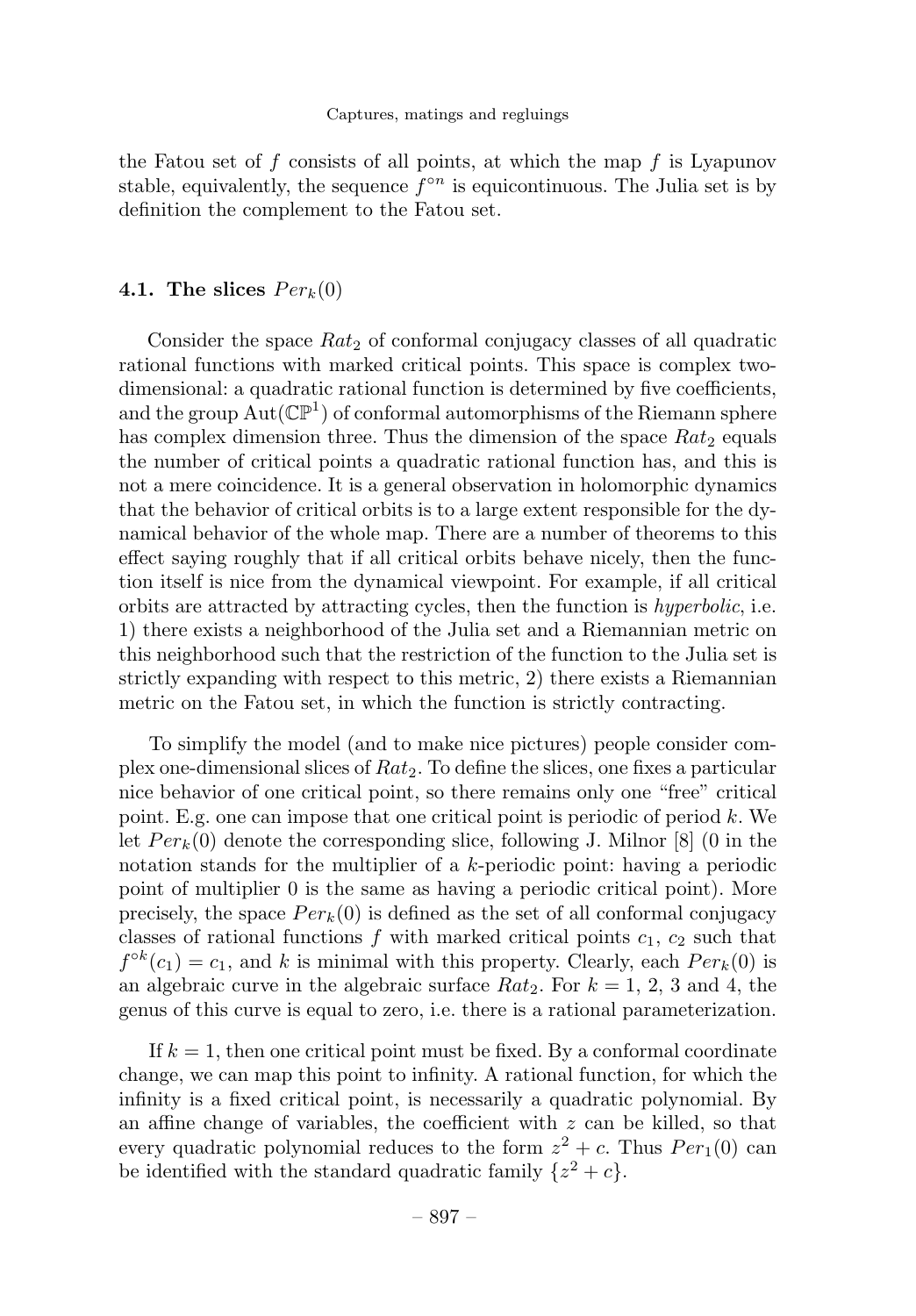the Fatou set of $f$ consists of all points, at which the map $f$ is Lyapunov stable, equivalently, the sequence $f^{\circ n}$ is equicontinuous. The Julia set is by definition the complement to the Fatou set.

### 4.1. The slices $Per_k(0)$

Consider the space $Rat_2$ of conformal conjugacy classes of all quadratic rational functions with marked critical points. This space is complex two-dimensional: a quadratic rational function is determined by five coefficients, and the group $\mathrm{Aut}(\mathbb{CP}^1)$ of conformal automorphisms of the Riemann sphere has complex dimension three. Thus the dimension of the space $Rat_2$ equals the number of critical points a quadratic rational function has, and this is not a mere coincidence. It is a general observation in holomorphic dynamics that the behavior of critical orbits is to a large extent responsible for the dynamical behavior of the whole map. There are a number of theorems to this effect saying roughly that if all critical orbits behave nicely, then the function itself is nice from the dynamical viewpoint. For example, if all critical orbits are attracted by attracting cycles, then the function is *hyperbolic*, i.e. 1) there exists a neighborhood of the Julia set and a Riemannian metric on this neighborhood such that the restriction of the function to the Julia set is strictly expanding with respect to this metric, 2) there exists a Riemannian metric on the Fatou set, in which the function is strictly contracting.

To simplify the model (and to make nice pictures) people consider complex one-dimensional slices of $Rat_2$. To define the slices, one fixes a particular nice behavior of one critical point, so there remains only one "free" critical point. E.g. one can impose that one critical point is periodic of period $k$. We let $Per_k(0)$ denote the corresponding slice, following J. Milnor [8] (0 in the notation stands for the multiplier of a $k$-periodic point: having a periodic point of multiplier 0 is the same as having a periodic critical point). More precisely, the space $Per_k(0)$ is defined as the set of all conformal conjugacy classes of rational functions $f$ with marked critical points $c_1$, $c_2$ such that $f^{\circ k}(c_1) = c_1$, and $k$ is minimal with this property. Clearly, each $Per_k(0)$ is an algebraic curve in the algebraic surface $Rat_2$. For $k = 1$, 2, 3 and 4, the genus of this curve is equal to zero, i.e. there is a rational parameterization.

If $k = 1$, then one critical point must be fixed. By a conformal coordinate change, we can map this point to infinity. A rational function, for which the infinity is a fixed critical point, is necessarily a quadratic polynomial. By an affine change of variables, the coefficient with $z$ can be killed, so that every quadratic polynomial reduces to the form $z^2 + c$. Thus $Per_1(0)$ can be identified with the standard quadratic family $\{z^2 + c\}$.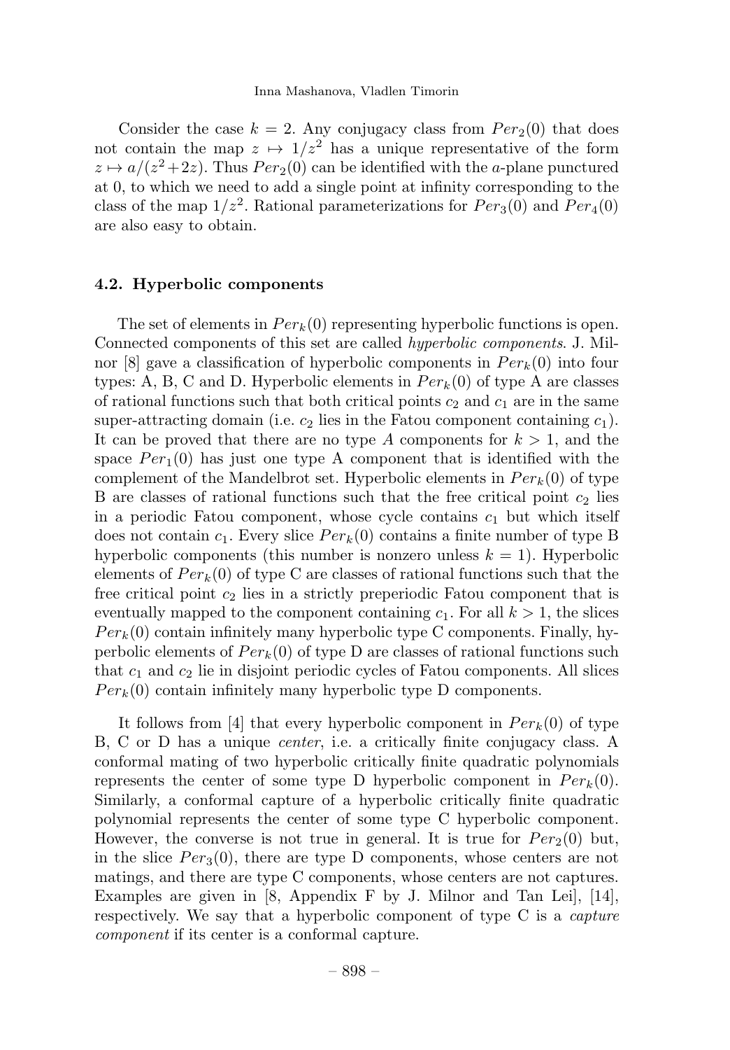Consider the case $k = 2$. Any conjugacy class from $Per_2(0)$ that does not contain the map $z \mapsto 1/z^2$ has a unique representative of the form $z \mapsto a/(z^2+2z)$. Thus $Per_2(0)$ can be identified with the $a$-plane punctured at 0, to which we need to add a single point at infinity corresponding to the class of the map $1/z^2$. Rational parameterizations for $Per_3(0)$ and $Per_4(0)$ are also easy to obtain.

### 4.2. Hyperbolic components

The set of elements in $Per_k(0)$ representing hyperbolic functions is open. Connected components of this set are called *hyperbolic components*. J. Milnor [8] gave a classification of hyperbolic components in $Per_k(0)$ into four types: A, B, C and D. Hyperbolic elements in $Per_k(0)$ of type A are classes of rational functions such that both critical points $c_2$ and $c_1$ are in the same super-attracting domain (i.e. $c_2$ lies in the Fatou component containing $c_1$). It can be proved that there are no type $A$ components for $k > 1$, and the space $Per_1(0)$ has just one type A component that is identified with the complement of the Mandelbrot set. Hyperbolic elements in $Per_k(0)$ of type B are classes of rational functions such that the free critical point $c_2$ lies in a periodic Fatou component, whose cycle contains $c_1$ but which itself does not contain $c_1$. Every slice $Per_k(0)$ contains a finite number of type B hyperbolic components (this number is nonzero unless $k = 1$). Hyperbolic elements of $Per_k(0)$ of type C are classes of rational functions such that the free critical point $c_2$ lies in a strictly preperiodic Fatou component that is eventually mapped to the component containing $c_1$. For all $k > 1$, the slices $Per_k(0)$ contain infinitely many hyperbolic type C components. Finally, hyperbolic elements of $Per_k(0)$ of type D are classes of rational functions such that $c_1$ and $c_2$ lie in disjoint periodic cycles of Fatou components. All slices $Per_k(0)$ contain infinitely many hyperbolic type D components.

It follows from [4] that every hyperbolic component in $Per_k(0)$ of type B, C or D has a unique *center*, i.e. a critically finite conjugacy class. A conformal mating of two hyperbolic critically finite quadratic polynomials represents the center of some type D hyperbolic component in $Per_k(0)$. Similarly, a conformal capture of a hyperbolic critically finite quadratic polynomial represents the center of some type C hyperbolic component. However, the converse is not true in general. It is true for $Per_2(0)$ but, in the slice $Per_3(0)$, there are type D components, whose centers are not matings, and there are type C components, whose centers are not captures. Examples are given in [8, Appendix F by J. Milnor and Tan Lei], [14], respectively. We say that a hyperbolic component of type C is a *capture component* if its center is a conformal capture.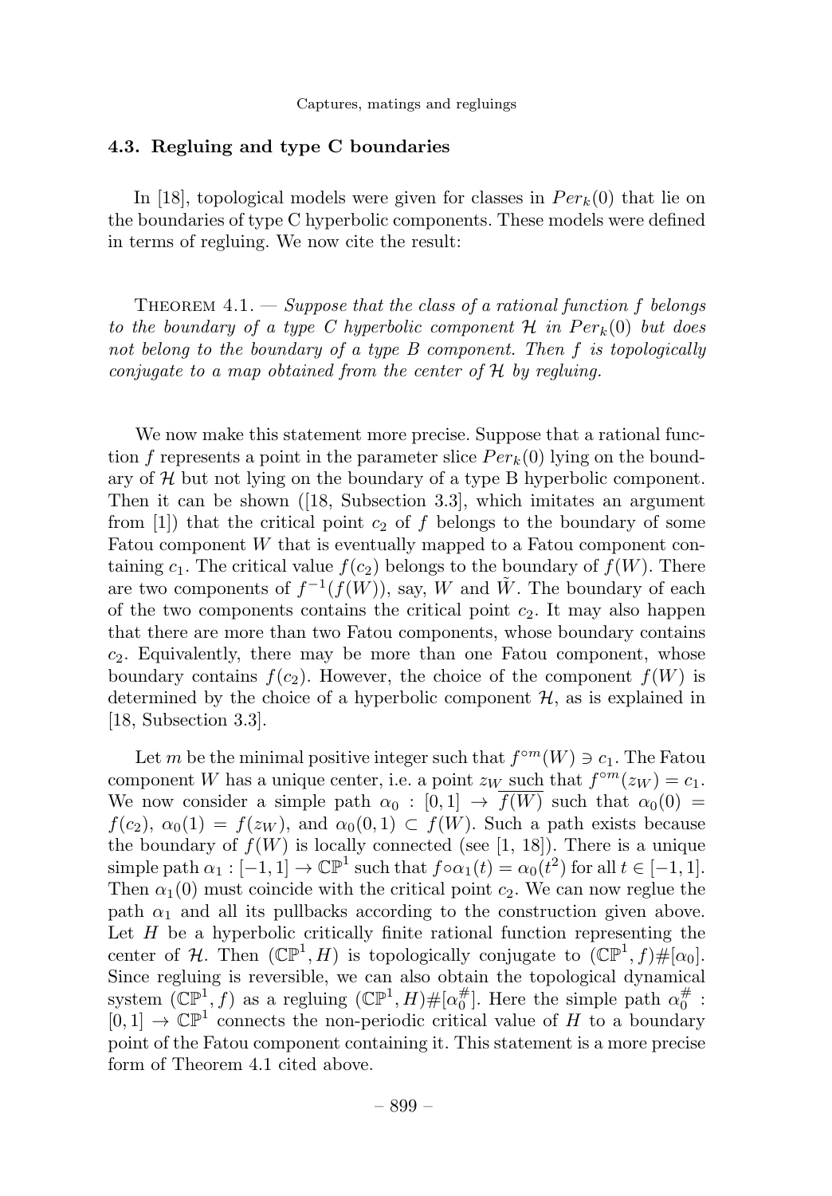### 4.3. Regluing and type C boundaries

In [18], topological models were given for classes in $Per_k(0)$ that lie on the boundaries of type C hyperbolic components. These models were defined in terms of regluing. We now cite the result:

Theorem 4.1. — *Suppose that the class of a rational function $f$ belongs to the boundary of a type C hyperbolic component $\mathcal{H}$ in $Per_k(0)$ but does not belong to the boundary of a type B component. Then $f$ is topologically conjugate to a map obtained from the center of $\mathcal{H}$ by regluing.*

We now make this statement more precise. Suppose that a rational function $f$ represents a point in the parameter slice $Per_k(0)$ lying on the boundary of $\mathcal{H}$ but not lying on the boundary of a type B hyperbolic component. Then it can be shown ([18, Subsection 3.3], which imitates an argument from [1]) that the critical point $c_2$ of $f$ belongs to the boundary of some Fatou component $W$ that is eventually mapped to a Fatou component containing $c_1$. The critical value $f(c_2)$ belongs to the boundary of $f(W)$. There are two components of $f^{-1}(f(W))$, say, $W$ and $\tilde{W}$. The boundary of each of the two components contains the critical point $c_2$. It may also happen that there are more than two Fatou components, whose boundary contains $c_2$. Equivalently, there may be more than one Fatou component, whose boundary contains $f(c_2)$. However, the choice of the component $f(W)$ is determined by the choice of a hyperbolic component $\mathcal{H}$, as is explained in [18, Subsection 3.3].

Let $m$ be the minimal positive integer such that $f^{\circ m}(W) \ni c_1$. The Fatou component $W$ has a unique center, i.e. a point $z_W$ such that $f^{\circ m}(z_W) = c_1$. We now consider a simple path $\alpha_0 : [0,1] \to \overline{f(W)}$ such that $\alpha_0(0) = f(c_2)$, $\alpha_0(1) = f(z_W)$, and $\alpha_0(0,1) \subset f(W)$. Such a path exists because the boundary of $f(W)$ is locally connected (see [1, 18]). There is a unique simple path $\alpha_1 : [-1,1] \to \mathbb{CP}^1$ such that $f \circ \alpha_1(t) = \alpha_0(t^2)$ for all $t \in [-1,1]$. Then $\alpha_1(0)$ must coincide with the critical point $c_2$. We can now reglue the path $\alpha_1$ and all its pullbacks according to the construction given above. Let $H$ be a hyperbolic critically finite rational function representing the center of $\mathcal{H}$. Then $(\mathbb{CP}^1, H)$ is topologically conjugate to $(\mathbb{CP}^1, f)\#[\alpha_0]$. Since regluing is reversible, we can also obtain the topological dynamical system $(\mathbb{CP}^1, f)$ as a regluing $(\mathbb{CP}^1, H)\#[\alpha_0^{\#}]$. Here the simple path $\alpha_0^{\#} : [0,1] \to \mathbb{CP}^1$ connects the non-periodic critical value of $H$ to a boundary point of the Fatou component containing it. This statement is a more precise form of Theorem 4.1 cited above.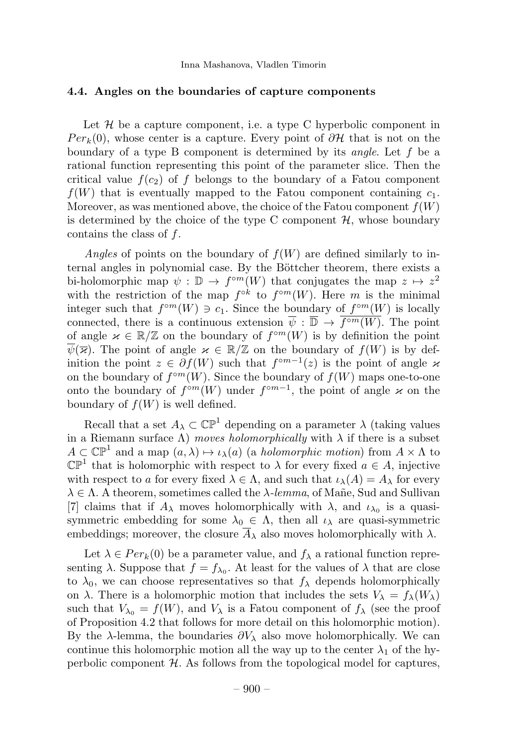### 4.4. Angles on the boundaries of capture components

Let $\mathcal{H}$ be a capture component, i.e. a type C hyperbolic component in $Per_k(0)$, whose center is a capture. Every point of $\partial\mathcal{H}$ that is not on the boundary of a type B component is determined by its *angle*. Let $f$ be a rational function representing this point of the parameter slice. Then the critical value $f(c_2)$ of $f$ belongs to the boundary of a Fatou component $f(W)$ that is eventually mapped to the Fatou component containing $c_1$. Moreover, as was mentioned above, the choice of the Fatou component $f(W)$ is determined by the choice of the type C component $\mathcal{H}$, whose boundary contains the class of $f$.

*Angles* of points on the boundary of $f(W)$ are defined similarly to internal angles in polynomial case. By the Böttcher theorem, there exists a bi-holomorphic map $\psi : \mathbb{D} \to f^{\circ m}(W)$ that conjugates the map $z \mapsto z^2$ with the restriction of the map $f^{\circ k}$ to $f^{\circ m}(W)$. Here $m$ is the minimal integer such that $f^{\circ m}(W) \ni c_1$. Since the boundary of $f^{\circ m}(W)$ is locally connected, there is a continuous extension $\overline{\psi} : \overline{\mathbb{D}} \to \overline{f^{\circ m}(W)}$. The point of angle $\varkappa \in \mathbb{R}/\mathbb{Z}$ on the boundary of $f^{\circ m}(W)$ is by definition the point $\overline{\psi}(\overline{\varkappa})$. The point of angle $\varkappa \in \mathbb{R}/\mathbb{Z}$ on the boundary of $f(W)$ is by definition the point $z \in \partial f(W)$ such that $f^{\circ m-1}(z)$ is the point of angle $\varkappa$ on the boundary of $f^{\circ m}(W)$. Since the boundary of $f(W)$ maps one-to-one onto the boundary of $f^{\circ m}(W)$ under $f^{\circ m-1}$, the point of angle $\varkappa$ on the boundary of $f(W)$ is well defined.

Recall that a set $A_\lambda \subset \mathbb{CP}^1$ depending on a parameter $\lambda$ (taking values in a Riemann surface $\Lambda$) *moves holomorphically* with $\lambda$ if there is a subset $A \subset \mathbb{CP}^1$ and a map $(a, \lambda) \mapsto \iota_\lambda(a)$ (a *holomorphic motion*) from $A \times \Lambda$ to $\mathbb{CP}^1$ that is holomorphic with respect to $\lambda$ for every fixed $a \in A$, injective with respect to $a$ for every fixed $\lambda \in \Lambda$, and such that $\iota_\lambda(A) = A_\lambda$ for every $\lambda \in \Lambda$. A theorem, sometimes called the $\lambda$-*lemma*, of Mañe, Sud and Sullivan [7] claims that if $A_\lambda$ moves holomorphically with $\lambda$, and $\iota_{\lambda_0}$ is a quasi-symmetric embedding for some $\lambda_0 \in \Lambda$, then all $\iota_\lambda$ are quasi-symmetric embeddings; moreover, the closure $\overline{A}_\lambda$ also moves holomorphically with $\lambda$.

Let $\lambda \in Per_k(0)$ be a parameter value, and $f_\lambda$ a rational function representing $\lambda$. Suppose that $f = f_{\lambda_0}$. At least for the values of $\lambda$ that are close to $\lambda_0$, we can choose representatives so that $f_\lambda$ depends holomorphically on $\lambda$. There is a holomorphic motion that includes the sets $V_\lambda = f_\lambda(W_\lambda)$ such that $V_{\lambda_0} = f(W)$, and $V_\lambda$ is a Fatou component of $f_\lambda$ (see the proof of Proposition 4.2 that follows for more detail on this holomorphic motion). By the $\lambda$-lemma, the boundaries $\partial V_\lambda$ also move holomorphically. We can continue this holomorphic motion all the way up to the center $\lambda_1$ of the hyperbolic component $\mathcal{H}$. As follows from the topological model for captures,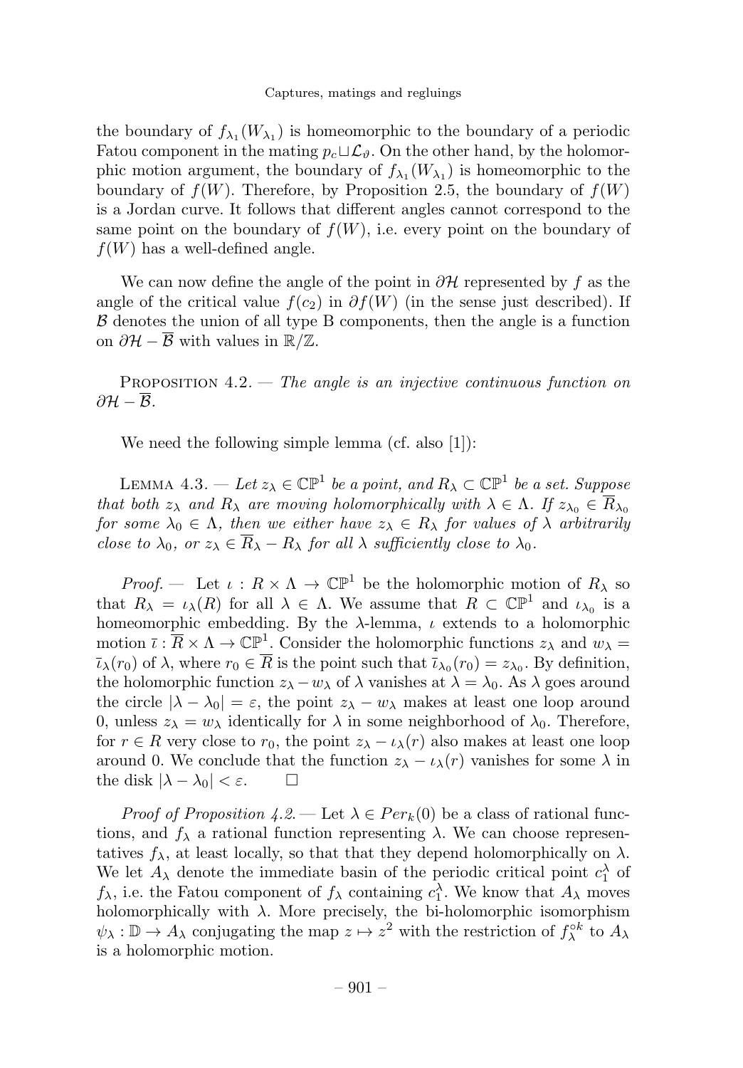the boundary of $f_{\lambda_1}(W_{\lambda_1})$ is homeomorphic to the boundary of a periodic Fatou component in the mating $p_c \sqcup \mathcal{L}_\vartheta$. On the other hand, by the holomorphic motion argument, the boundary of $f_{\lambda_1}(W_{\lambda_1})$ is homeomorphic to the boundary of $f(W)$. Therefore, by Proposition 2.5, the boundary of $f(W)$ is a Jordan curve. It follows that different angles cannot correspond to the same point on the boundary of $f(W)$, i.e. every point on the boundary of $f(W)$ has a well-defined angle.

We can now define the angle of the point in $\partial\mathcal{H}$ represented by $f$ as the angle of the critical value $f(c_2)$ in $\partial f(W)$ (in the sense just described). If $\mathcal{B}$ denotes the union of all type B components, then the angle is a function on $\partial\mathcal{H} - \overline{\mathcal{B}}$ with values in $\mathbb{R}/\mathbb{Z}$.

Proposition 4.2. — *The angle is an injective continuous function on $\partial\mathcal{H} - \overline{\mathcal{B}}$.*

We need the following simple lemma (cf. also [1]):

Lemma 4.3. — *Let $z_\lambda \in \mathbb{CP}^1$ be a point, and $R_\lambda \subset \mathbb{CP}^1$ be a set. Suppose that both $z_\lambda$ and $R_\lambda$ are moving holomorphically with $\lambda \in \Lambda$. If $z_{\lambda_0} \in \overline{R}_{\lambda_0}$ for some $\lambda_0 \in \Lambda$, then we either have $z_\lambda \in R_\lambda$ for values of $\lambda$ arbitrarily close to $\lambda_0$, or $z_\lambda \in \overline{R}_\lambda - R_\lambda$ for all $\lambda$ sufficiently close to $\lambda_0$.*

*Proof.* — Let $\iota : R \times \Lambda \to \mathbb{CP}^1$ be the holomorphic motion of $R_\lambda$ so that $R_\lambda = \iota_\lambda(R)$ for all $\lambda \in \Lambda$. We assume that $R \subset \mathbb{CP}^1$ and $\iota_{\lambda_0}$ is a homeomorphic embedding. By the $\lambda$-lemma, $\iota$ extends to a holomorphic motion $\overline{\iota} : \overline{R} \times \Lambda \to \mathbb{CP}^1$. Consider the holomorphic functions $z_\lambda$ and $w_\lambda = \overline{\iota}_\lambda(r_0)$ of $\lambda$, where $r_0 \in \overline{R}$ is the point such that $\overline{\iota}_{\lambda_0}(r_0) = z_{\lambda_0}$. By definition, the holomorphic function $z_\lambda - w_\lambda$ of $\lambda$ vanishes at $\lambda = \lambda_0$. As $\lambda$ goes around the circle $|\lambda - \lambda_0| = \varepsilon$, the point $z_\lambda - w_\lambda$ makes at least one loop around 0, unless $z_\lambda = w_\lambda$ identically for $\lambda$ in some neighborhood of $\lambda_0$. Therefore, for $r \in R$ very close to $r_0$, the point $z_\lambda - \iota_\lambda(r)$ also makes at least one loop around 0. We conclude that the function $z_\lambda - \iota_\lambda(r)$ vanishes for some $\lambda$ in the disk $|\lambda - \lambda_0| < \varepsilon$. $\square$

*Proof of Proposition 4.2.* — Let $\lambda \in Per_k(0)$ be a class of rational functions, and $f_\lambda$ a rational function representing $\lambda$. We can choose representatives $f_\lambda$, at least locally, so that that they depend holomorphically on $\lambda$. We let $A_\lambda$ denote the immediate basin of the periodic critical point $c_1^\lambda$ of $f_\lambda$, i.e. the Fatou component of $f_\lambda$ containing $c_1^\lambda$. We know that $A_\lambda$ moves holomorphically with $\lambda$. More precisely, the bi-holomorphic isomorphism $\psi_\lambda : \mathbb{D} \to A_\lambda$ conjugating the map $z \mapsto z^2$ with the restriction of $f_\lambda^{\circ k}$ to $A_\lambda$ is a holomorphic motion.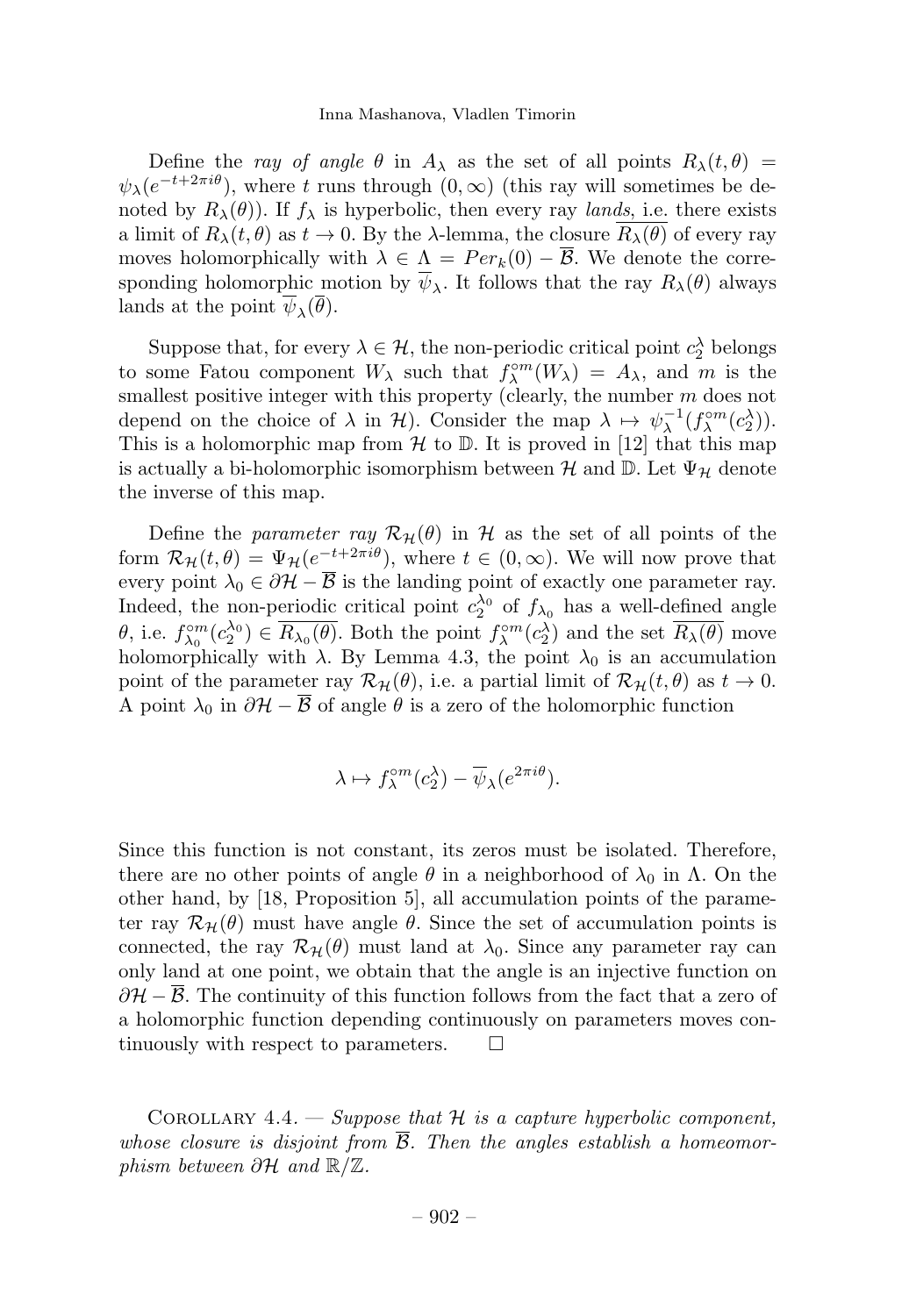Define the *ray of angle* $\theta$ in $A_\lambda$ as the set of all points $R_\lambda(t,\theta) = \psi_\lambda(e^{-t+2\pi i\theta})$, where $t$ runs through $(0,\infty)$ (this ray will sometimes be denoted by $R_\lambda(\theta)$). If $f_\lambda$ is hyperbolic, then every ray *lands*, i.e. there exists a limit of $R_\lambda(t,\theta)$ as $t \to 0$. By the $\lambda$-lemma, the closure $\overline{R_\lambda(\theta)}$ of every ray moves holomorphically with $\lambda \in \Lambda = Per_k(0) - \overline{\mathcal{B}}$. We denote the corresponding holomorphic motion by $\overline{\psi}_\lambda$. It follows that the ray $R_\lambda(\theta)$ always lands at the point $\overline{\psi}_\lambda(\overline{\theta})$.

Suppose that, for every $\lambda \in \mathcal{H}$, the non-periodic critical point $c_2^\lambda$ belongs to some Fatou component $W_\lambda$ such that $f_\lambda^{\circ m}(W_\lambda) = A_\lambda$, and $m$ is the smallest positive integer with this property (clearly, the number $m$ does not depend on the choice of $\lambda$ in $\mathcal{H}$). Consider the map $\lambda \mapsto \psi_\lambda^{-1}(f_\lambda^{\circ m}(c_2^\lambda))$. This is a holomorphic map from $\mathcal{H}$ to $\mathbb{D}$. It is proved in [12] that this map is actually a bi-holomorphic isomorphism between $\mathcal{H}$ and $\mathbb{D}$. Let $\Psi_{\mathcal{H}}$ denote the inverse of this map.

Define the *parameter ray* $\mathcal{R}_{\mathcal{H}}(\theta)$ in $\mathcal{H}$ as the set of all points of the form $\mathcal{R}_{\mathcal{H}}(t,\theta) = \Psi_{\mathcal{H}}(e^{-t+2\pi i\theta})$, where $t \in (0,\infty)$. We will now prove that every point $\lambda_0 \in \partial\mathcal{H} - \overline{\mathcal{B}}$ is the landing point of exactly one parameter ray. Indeed, the non-periodic critical point $c_2^{\lambda_0}$ of $f_{\lambda_0}$ has a well-defined angle $\theta$, i.e. $f_{\lambda_0}^{\circ m}(c_2^{\lambda_0}) \in \overline{R_{\lambda_0}(\theta)}$. Both the point $f_\lambda^{\circ m}(c_2^\lambda)$ and the set $\overline{R_\lambda(\theta)}$ move holomorphically with $\lambda$. By Lemma 4.3, the point $\lambda_0$ is an accumulation point of the parameter ray $\mathcal{R}_{\mathcal{H}}(\theta)$, i.e. a partial limit of $\mathcal{R}_{\mathcal{H}}(t,\theta)$ as $t \to 0$. A point $\lambda_0$ in $\partial\mathcal{H} - \overline{\mathcal{B}}$ of angle $\theta$ is a zero of the holomorphic function

$$\lambda \mapsto f_\lambda^{\circ m}(c_2^\lambda) - \overline{\psi}_\lambda(e^{2\pi i\theta}).$$

Since this function is not constant, its zeros must be isolated. Therefore, there are no other points of angle $\theta$ in a neighborhood of $\lambda_0$ in $\Lambda$. On the other hand, by [18, Proposition 5], all accumulation points of the parameter ray $\mathcal{R}_{\mathcal{H}}(\theta)$ must have angle $\theta$. Since the set of accumulation points is connected, the ray $\mathcal{R}_{\mathcal{H}}(\theta)$ must land at $\lambda_0$. Since any parameter ray can only land at one point, we obtain that the angle is an injective function on $\partial\mathcal{H} - \overline{\mathcal{B}}$. The continuity of this function follows from the fact that a zero of a holomorphic function depending continuously on parameters moves continuously with respect to parameters. $\square$

Corollary 4.4. — *Suppose that $\mathcal{H}$ is a capture hyperbolic component, whose closure is disjoint from $\overline{\mathcal{B}}$. Then the angles establish a homeomorphism between $\partial\mathcal{H}$ and $\mathbb{R}/\mathbb{Z}$.*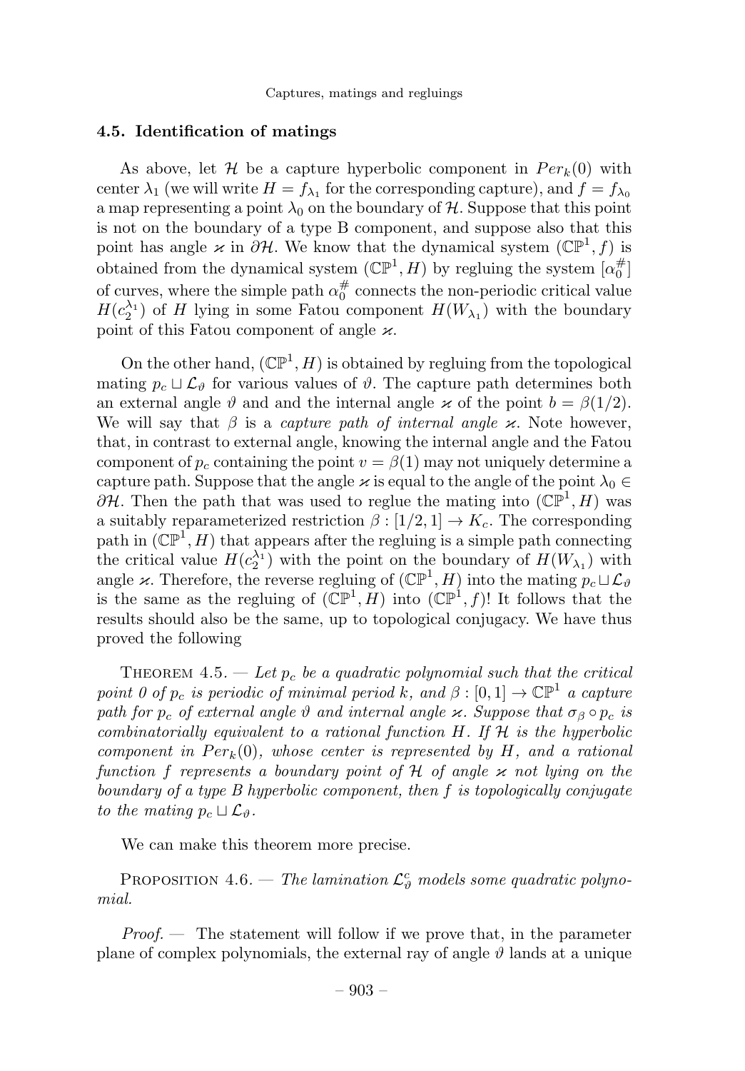### 4.5. Identification of matings

As above, let $\mathcal{H}$ be a capture hyperbolic component in $Per_k(0)$ with center $\lambda_1$ (we will write $H = f_{\lambda_1}$ for the corresponding capture), and $f = f_{\lambda_0}$ a map representing a point $\lambda_0$ on the boundary of $\mathcal{H}$. Suppose that this point is not on the boundary of a type B component, and suppose also that this point has angle $\varkappa$ in $\partial\mathcal{H}$. We know that the dynamical system $(\mathbb{CP}^1, f)$ is obtained from the dynamical system $(\mathbb{CP}^1, H)$ by regluing the system $[\alpha_0^\#]$ of curves, where the simple path $\alpha_0^\#$ connects the non-periodic critical value $H(c_2^{\lambda_1})$ of $H$ lying in some Fatou component $H(W_{\lambda_1})$ with the boundary point of this Fatou component of angle $\varkappa$.

On the other hand, $(\mathbb{CP}^1, H)$ is obtained by regluing from the topological mating $p_c \sqcup \mathcal{L}_\vartheta$ for various values of $\vartheta$. The capture path determines both an external angle $\vartheta$ and and the internal angle $\varkappa$ of the point $b = \beta(1/2)$. We will say that $\beta$ is a *capture path of internal angle* $\varkappa$. Note however, that, in contrast to external angle, knowing the internal angle and the Fatou component of $p_c$ containing the point $v = \beta(1)$ may not uniquely determine a capture path. Suppose that the angle $\varkappa$ is equal to the angle of the point $\lambda_0 \in \partial\mathcal{H}$. Then the path that was used to reglue the mating into $(\mathbb{CP}^1, H)$ was a suitably reparameterized restriction $\beta : [1/2, 1] \to K_c$. The corresponding path in $(\mathbb{CP}^1, H)$ that appears after the regluing is a simple path connecting the critical value $H(c_2^{\lambda_1})$ with the point on the boundary of $H(W_{\lambda_1})$ with angle $\varkappa$. Therefore, the reverse regluing of $(\mathbb{CP}^1, H)$ into the mating $p_c \sqcup \mathcal{L}_\vartheta$ is the same as the regluing of $(\mathbb{CP}^1, H)$ into $(\mathbb{CP}^1, f)$! It follows that the results should also be the same, up to topological conjugacy. We have thus proved the following

Theorem 4.5. — *Let $p_c$ be a quadratic polynomial such that the critical point 0 of $p_c$ is periodic of minimal period $k$, and $\beta : [0, 1] \to \mathbb{CP}^1$ a capture path for $p_c$ of external angle $\vartheta$ and internal angle $\varkappa$. Suppose that $\sigma_\beta \circ p_c$ is combinatorially equivalent to a rational function $H$. If $\mathcal{H}$ is the hyperbolic component in $Per_k(0)$, whose center is represented by $H$, and a rational function $f$ represents a boundary point of $\mathcal{H}$ of angle $\varkappa$ not lying on the boundary of a type B hyperbolic component, then $f$ is topologically conjugate to the mating $p_c \sqcup \mathcal{L}_\vartheta$.*

We can make this theorem more precise.

Proposition 4.6. — *The lamination $\mathcal{L}_\vartheta^c$ models some quadratic polynomial.*

*Proof.* — The statement will follow if we prove that, in the parameter plane of complex polynomials, the external ray of angle $\vartheta$ lands at a unique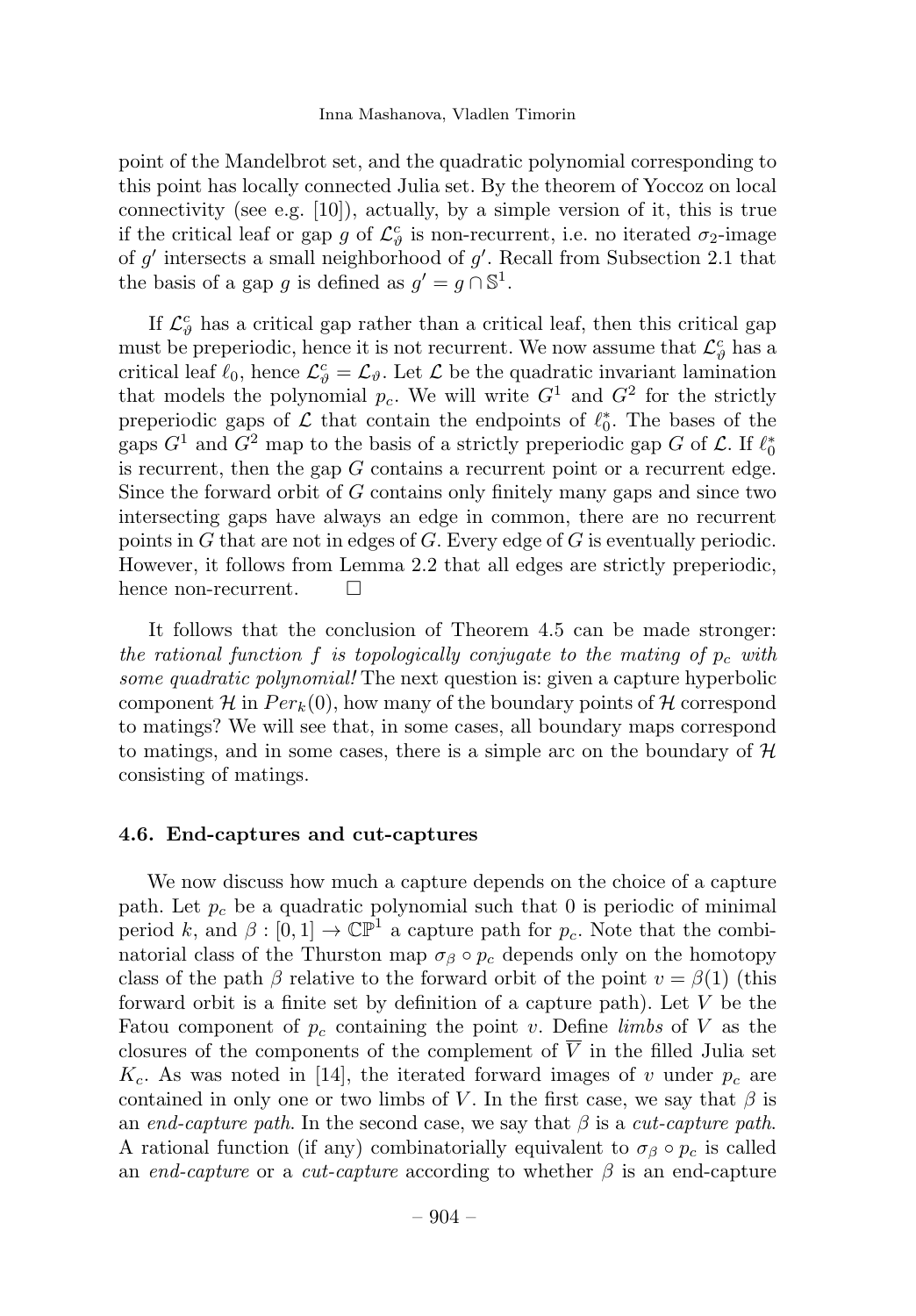point of the Mandelbrot set, and the quadratic polynomial corresponding to this point has locally connected Julia set. By the theorem of Yoccoz on local connectivity (see e.g. [10]), actually, by a simple version of it, this is true if the critical leaf or gap $g$ of $\mathcal{L}^c_\vartheta$ is non-recurrent, i.e. no iterated $\sigma_2$-image of $g'$ intersects a small neighborhood of $g'$. Recall from Subsection 2.1 that the basis of a gap $g$ is defined as $g' = g \cap \mathbb{S}^1$.

If $\mathcal{L}^c_\vartheta$ has a critical gap rather than a critical leaf, then this critical gap must be preperiodic, hence it is not recurrent. We now assume that $\mathcal{L}^c_\vartheta$ has a critical leaf $\ell_0$, hence $\mathcal{L}^c_\vartheta = \mathcal{L}_\vartheta$. Let $\mathcal{L}$ be the quadratic invariant lamination that models the polynomial $p_c$. We will write $G^1$ and $G^2$ for the strictly preperiodic gaps of $\mathcal{L}$ that contain the endpoints of $\ell^*_0$. The bases of the gaps $G^1$ and $G^2$ map to the basis of a strictly preperiodic gap $G$ of $\mathcal{L}$. If $\ell^*_0$ is recurrent, then the gap $G$ contains a recurrent point or a recurrent edge. Since the forward orbit of $G$ contains only finitely many gaps and since two intersecting gaps have always an edge in common, there are no recurrent points in $G$ that are not in edges of $G$. Every edge of $G$ is eventually periodic. However, it follows from Lemma 2.2 that all edges are strictly preperiodic, hence non-recurrent. □

It follows that the conclusion of Theorem 4.5 can be made stronger: *the rational function $f$ is topologically conjugate to the mating of $p_c$ with some quadratic polynomial!* The next question is: given a capture hyperbolic component $\mathcal{H}$ in $Per_k(0)$, how many of the boundary points of $\mathcal{H}$ correspond to matings? We will see that, in some cases, all boundary maps correspond to matings, and in some cases, there is a simple arc on the boundary of $\mathcal{H}$ consisting of matings.

### 4.6. End-captures and cut-captures

We now discuss how much a capture depends on the choice of a capture path. Let $p_c$ be a quadratic polynomial such that 0 is periodic of minimal period $k$, and $\beta : [0, 1] \to \mathbb{CP}^1$ a capture path for $p_c$. Note that the combinatorial class of the Thurston map $\sigma_\beta \circ p_c$ depends only on the homotopy class of the path $\beta$ relative to the forward orbit of the point $v = \beta(1)$ (this forward orbit is a finite set by definition of a capture path). Let $V$ be the Fatou component of $p_c$ containing the point $v$. Define *limbs* of $V$ as the closures of the components of the complement of $\overline{V}$ in the filled Julia set $K_c$. As was noted in [14], the iterated forward images of $v$ under $p_c$ are contained in only one or two limbs of $V$. In the first case, we say that $\beta$ is an *end-capture path*. In the second case, we say that $\beta$ is a *cut-capture path*. A rational function (if any) combinatorially equivalent to $\sigma_\beta \circ p_c$ is called an *end-capture* or a *cut-capture* according to whether $\beta$ is an end-capture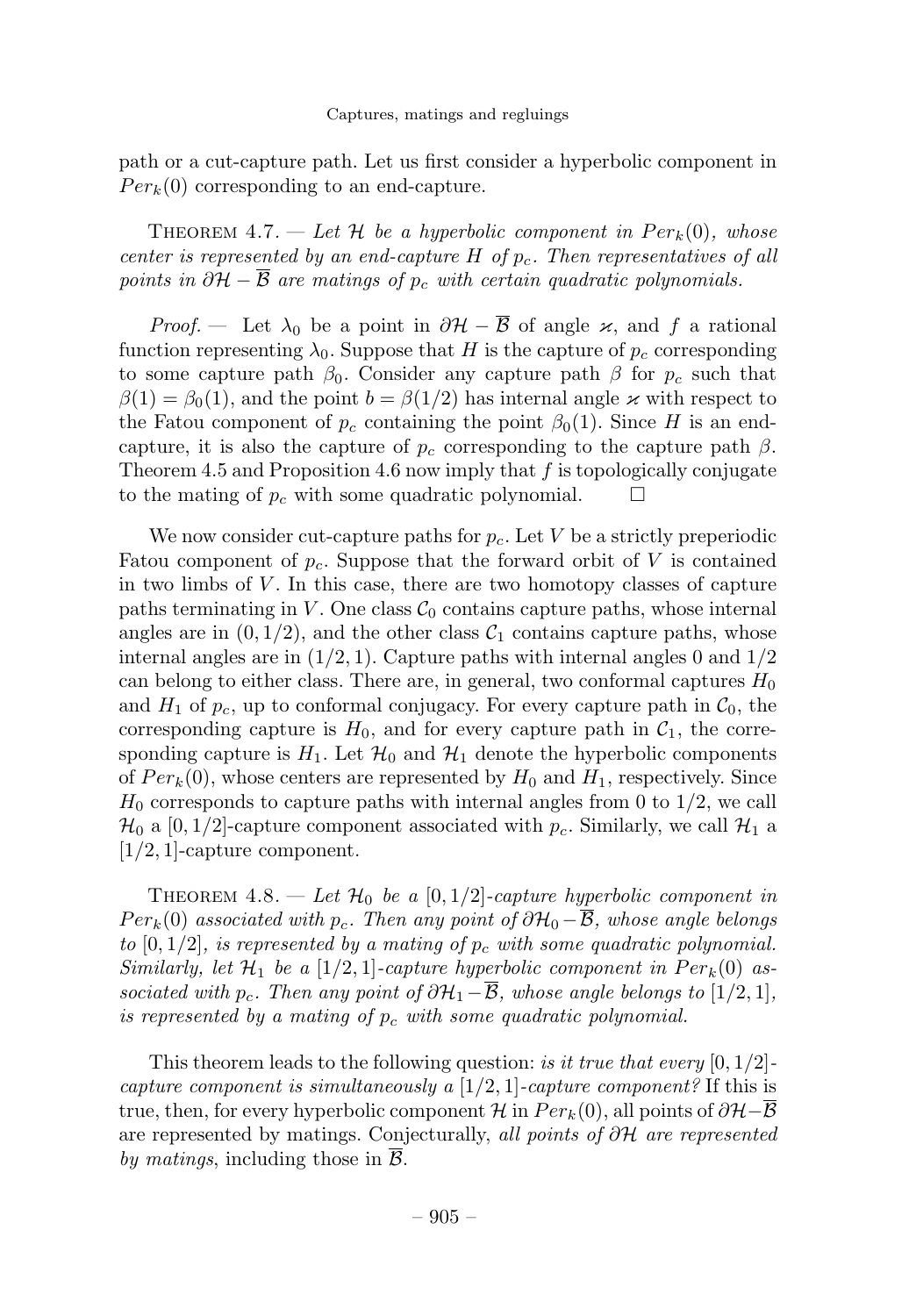path or a cut-capture path. Let us first consider a hyperbolic component in $Per_k(0)$ corresponding to an end-capture.

THEOREM 4.7. — *Let $\mathcal{H}$ be a hyperbolic component in $Per_k(0)$, whose center is represented by an end-capture $H$ of $p_c$. Then representatives of all points in $\partial\mathcal{H} - \overline{\mathcal{B}}$ are matings of $p_c$ with certain quadratic polynomials.*

*Proof.* — Let $\lambda_0$ be a point in $\partial\mathcal{H} - \overline{\mathcal{B}}$ of angle $\varkappa$, and $f$ a rational function representing $\lambda_0$. Suppose that $H$ is the capture of $p_c$ corresponding to some capture path $\beta_0$. Consider any capture path $\beta$ for $p_c$ such that $\beta(1) = \beta_0(1)$, and the point $b = \beta(1/2)$ has internal angle $\varkappa$ with respect to the Fatou component of $p_c$ containing the point $\beta_0(1)$. Since $H$ is an end-capture, it is also the capture of $p_c$ corresponding to the capture path $\beta$. Theorem 4.5 and Proposition 4.6 now imply that $f$ is topologically conjugate to the mating of $p_c$ with some quadratic polynomial. □

We now consider cut-capture paths for $p_c$. Let $V$ be a strictly preperiodic Fatou component of $p_c$. Suppose that the forward orbit of $V$ is contained in two limbs of $V$. In this case, there are two homotopy classes of capture paths terminating in $V$. One class $\mathcal{C}_0$ contains capture paths, whose internal angles are in $(0, 1/2)$, and the other class $\mathcal{C}_1$ contains capture paths, whose internal angles are in $(1/2, 1)$. Capture paths with internal angles 0 and $1/2$ can belong to either class. There are, in general, two conformal captures $H_0$ and $H_1$ of $p_c$, up to conformal conjugacy. For every capture path in $\mathcal{C}_0$, the corresponding capture is $H_0$, and for every capture path in $\mathcal{C}_1$, the corresponding capture is $H_1$. Let $\mathcal{H}_0$ and $\mathcal{H}_1$ denote the hyperbolic components of $Per_k(0)$, whose centers are represented by $H_0$ and $H_1$, respectively. Since $H_0$ corresponds to capture paths with internal angles from 0 to $1/2$, we call $\mathcal{H}_0$ a $[0, 1/2]$-capture component associated with $p_c$. Similarly, we call $\mathcal{H}_1$ a $[1/2, 1]$-capture component.

THEOREM 4.8. — *Let $\mathcal{H}_0$ be a $[0, 1/2]$-capture hyperbolic component in $Per_k(0)$ associated with $p_c$. Then any point of $\partial\mathcal{H}_0 - \overline{\mathcal{B}}$, whose angle belongs to $[0, 1/2]$, is represented by a mating of $p_c$ with some quadratic polynomial. Similarly, let $\mathcal{H}_1$ be a $[1/2, 1]$-capture hyperbolic component in $Per_k(0)$ associated with $p_c$. Then any point of $\partial\mathcal{H}_1 - \overline{\mathcal{B}}$, whose angle belongs to $[1/2, 1]$, is represented by a mating of $p_c$ with some quadratic polynomial.*

This theorem leads to the following question: *is it true that every $[0, 1/2]$-capture component is simultaneously a $[1/2, 1]$-capture component?* If this is true, then, for every hyperbolic component $\mathcal{H}$ in $Per_k(0)$, all points of $\partial\mathcal{H} - \overline{\mathcal{B}}$ are represented by matings. Conjecturally, *all points of $\partial\mathcal{H}$ are represented by matings*, including those in $\overline{\mathcal{B}}$.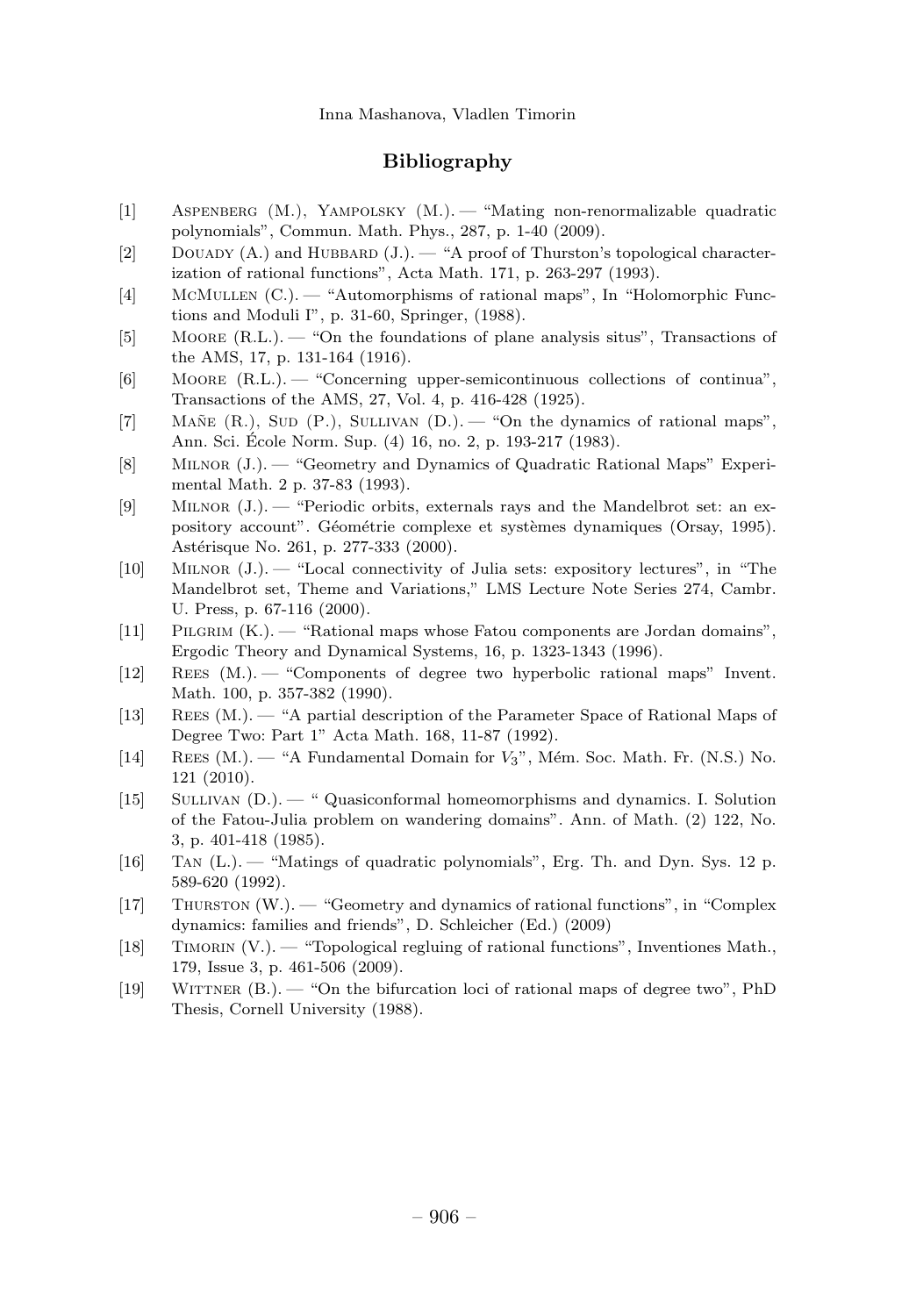## Bibliography

[1] Aspenberg (M.), Yampolsky (M.). — "Mating non-renormalizable quadratic polynomials", Commun. Math. Phys., 287, p. 1-40 (2009).

[2] Douady (A.) and Hubbard (J.). — "A proof of Thurston's topological characterization of rational functions", Acta Math. 171, p. 263-297 (1993).

[4] McMullen (C.). — "Automorphisms of rational maps", In "Holomorphic Functions and Moduli I", p. 31-60, Springer, (1988).

[5] Moore (R.L.). — "On the foundations of plane analysis situs", Transactions of the AMS, 17, p. 131-164 (1916).

[6] Moore (R.L.). — "Concerning upper-semicontinuous collections of continua", Transactions of the AMS, 27, Vol. 4, p. 416-428 (1925).

[7] Mañe (R.), Sud (P.), Sullivan (D.). — "On the dynamics of rational maps", Ann. Sci. École Norm. Sup. (4) 16, no. 2, p. 193-217 (1983).

[8] Milnor (J.). — "Geometry and Dynamics of Quadratic Rational Maps" Experimental Math. 2 p. 37-83 (1993).

[9] Milnor (J.). — "Periodic orbits, externals rays and the Mandelbrot set: an expository account". Géométrie complexe et systèmes dynamiques (Orsay, 1995). Astérisque No. 261, p. 277-333 (2000).

[10] Milnor (J.). — "Local connectivity of Julia sets: expository lectures", in "The Mandelbrot set, Theme and Variations," LMS Lecture Note Series 274, Cambr. U. Press, p. 67-116 (2000).

[11] Pilgrim (K.). — "Rational maps whose Fatou components are Jordan domains", Ergodic Theory and Dynamical Systems, 16, p. 1323-1343 (1996).

[12] Rees (M.). — "Components of degree two hyperbolic rational maps" Invent. Math. 100, p. 357-382 (1990).

[13] Rees (M.). — "A partial description of the Parameter Space of Rational Maps of Degree Two: Part 1" Acta Math. 168, 11-87 (1992).

[14] Rees (M.). — "A Fundamental Domain for $V_3$", Mém. Soc. Math. Fr. (N.S.) No. 121 (2010).

[15] Sullivan (D.). — " Quasiconformal homeomorphisms and dynamics. I. Solution of the Fatou-Julia problem on wandering domains". Ann. of Math. (2) 122, No. 3, p. 401-418 (1985).

[16] Tan (L.). — "Matings of quadratic polynomials", Erg. Th. and Dyn. Sys. 12 p. 589-620 (1992).

[17] Thurston (W.). — "Geometry and dynamics of rational functions", in "Complex dynamics: families and friends", D. Schleicher (Ed.) (2009)

[18] Timorin (V.). — "Topological regluing of rational functions", Inventiones Math., 179, Issue 3, p. 461-506 (2009).

[19] Wittner (B.). — "On the bifurcation loci of rational maps of degree two", PhD Thesis, Cornell University (1988).